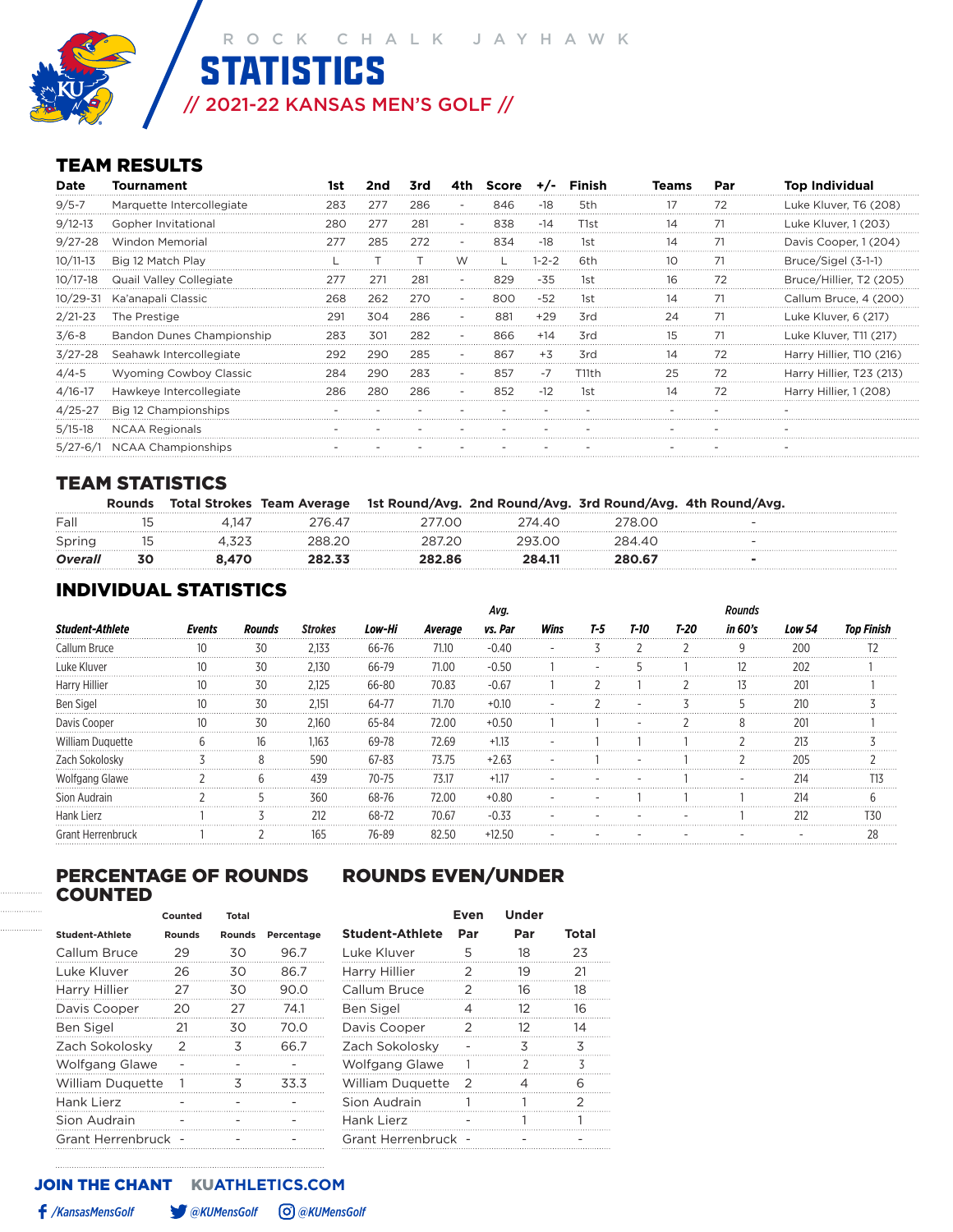ROCK CHALK JAYHAWK

# STATISTICS

## // 2021-22 KANSAS MEN'S GOLF //

## TEAM RESULTS

| Date | Tournament | 1st | 2nd | 3rd | 4th | Score | +/- | Finish | Teams | Par | Top Individual |
|---|---|---|---|---|---|---|---|---|---|---|---|
| 9/5-7 | Marquette Intercollegiate | 283 | 277 | 286 | - | 846 | -18 | 5th | 17 | 72 | Luke Kluver, T6 (208) |
| 9/12-13 | Gopher Invitational | 280 | 277 | 281 | - | 838 | -14 | T1st | 14 | 71 | Luke Kluver, 1 (203) |
| 9/27-28 | Windon Memorial | 277 | 285 | 272 | - | 834 | -18 | 1st | 14 | 71 | Davis Cooper, 1 (204) |
| 10/11-13 | Big 12 Match Play | L | T | T | W | L | 1-2-2 | 6th | 10 | 71 | Bruce/Sigel (3-1-1) |
| 10/17-18 | Quail Valley Collegiate | 277 | 271 | 281 | - | 829 | -35 | 1st | 16 | 72 | Bruce/Hillier, T2 (205) |
| 10/29-31 | Ka'anapali Classic | 268 | 262 | 270 | - | 800 | -52 | 1st | 14 | 71 | Callum Bruce, 4 (200) |
| 2/21-23 | The Prestige | 291 | 304 | 286 | - | 881 | +29 | 3rd | 24 | 71 | Luke Kluver, 6 (217) |
| 3/6-8 | Bandon Dunes Championship | 283 | 301 | 282 | - | 866 | +14 | 3rd | 15 | 71 | Luke Kluver, T11 (217) |
| 3/27-28 | Seahawk Intercollegiate | 292 | 290 | 285 | - | 867 | +3 | 3rd | 14 | 72 | Harry Hillier, T10 (216) |
| 4/4-5 | Wyoming Cowboy Classic | 284 | 290 | 283 | - | 857 | -7 | T11th | 25 | 72 | Harry Hillier, T23 (213) |
| 4/16-17 | Hawkeye Intercollegiate | 286 | 280 | 286 | - | 852 | -12 | 1st | 14 | 72 | Harry Hillier, 1 (208) |
| 4/25-27 | Big 12 Championships | - | - | - | - | - | - | - | - | - | - |
| 5/15-18 | NCAA Regionals | - | - | - | - | - | - | - | - | - | - |
| 5/27-6/1 | NCAA Championships | - | - | - | - | - | - | - | - | - | - |

## TEAM STATISTICS

| | Rounds | Total Strokes | Team Average | 1st Round/Avg. | 2nd Round/Avg. | 3rd Round/Avg. | 4th Round/Avg. |
|---|---|---|---|---|---|---|---|
| Fall | 15 | 4,147 | 276.47 | 277.00 | 274.40 | 278.00 | - |
| Spring | 15 | 4,323 | 288.20 | 287.20 | 293.00 | 284.40 | - |
| ***Overall*** | **30** | **8,470** | **282.33** | **282.86** | **284.11** | **280.67** | **-** |

## INDIVIDUAL STATISTICS

| Student-Athlete | Events | Rounds | Strokes | Low-Hi | Average | Avg. vs. Par | Wins | T-5 | T-10 | T-20 | Rounds in 60's | Low 54 | Top Finish |
|---|---|---|---|---|---|---|---|---|---|---|---|---|---|
| Callum Bruce | 10 | 30 | 2,133 | 66-76 | 71.10 | -0.40 | - | 3 | 2 | 2 | 9 | 200 | T2 |
| Luke Kluver | 10 | 30 | 2,130 | 66-79 | 71.00 | -0.50 | 1 | - | 5 | 1 | 12 | 202 | 1 |
| Harry Hillier | 10 | 30 | 2,125 | 66-80 | 70.83 | -0.67 | 1 | 2 | 1 | 2 | 13 | 201 | 1 |
| Ben Sigel | 10 | 30 | 2,151 | 64-77 | 71.70 | +0.10 | - | 2 | - | 3 | 5 | 210 | 3 |
| Davis Cooper | 10 | 30 | 2,160 | 65-84 | 72.00 | +0.50 | 1 | 1 | - | 2 | 8 | 201 | 1 |
| William Duquette | 6 | 16 | 1,163 | 69-78 | 72.69 | +1.13 | - | 1 | 1 | 1 | 2 | 213 | 3 |
| Zach Sokolosky | 3 | 8 | 590 | 67-83 | 73.75 | +2.63 | - | 1 | - | 1 | 2 | 205 | 2 |
| Wolfgang Glawe | 2 | 6 | 439 | 70-75 | 73.17 | +1.17 | - | - | - | 1 | - | 214 | T13 |
| Sion Audrain | 2 | 5 | 360 | 68-76 | 72.00 | +0.80 | - | - | 1 | 1 | 1 | 214 | 6 |
| Hank Lierz | 1 | 3 | 212 | 68-72 | 70.67 | -0.33 | - | - | - | - | 1 | 212 | T30 |
| Grant Herrenbruck | 1 | 2 | 165 | 76-89 | 82.50 | +12.50 | - | - | - | - | - | - | 28 |

## PERCENTAGE OF ROUNDS COUNTED

| Student-Athlete | Counted Rounds | Total Rounds | Percentage |
|---|---|---|---|
| Callum Bruce | 29 | 30 | 96.7 |
| Luke Kluver | 26 | 30 | 86.7 |
| Harry Hillier | 27 | 30 | 90.0 |
| Davis Cooper | 20 | 27 | 74.1 |
| Ben Sigel | 21 | 30 | 70.0 |
| Zach Sokolosky | 2 | 3 | 66.7 |
| Wolfgang Glawe | - | - | - |
| William Duquette | 1 | 3 | 33.3 |
| Hank Lierz | - | - | - |
| Sion Audrain | - | - | - |
| Grant Herrenbruck | - | - | - |

## ROUNDS EVEN/UNDER

| Student-Athlete | Even Par | Under Par | Total |
|---|---|---|---|
| Luke Kluver | 5 | 18 | 23 |
| Harry Hillier | 2 | 19 | 21 |
| Callum Bruce | 2 | 16 | 18 |
| Ben Sigel | 4 | 12 | 16 |
| Davis Cooper | 2 | 12 | 14 |
| Zach Sokolosky | - | 3 | 3 |
| Wolfgang Glawe | 1 | 2 | 3 |
| William Duquette | 2 | 4 | 6 |
| Sion Audrain | 1 | 1 | 2 |
| Hank Lierz | - | 1 | 1 |
| Grant Herrenbruck | - | - | - |

**JOIN THE CHANT** KUATHLETICS.COM

/KansasMensGolf @KUMensGolf @KUMensGolf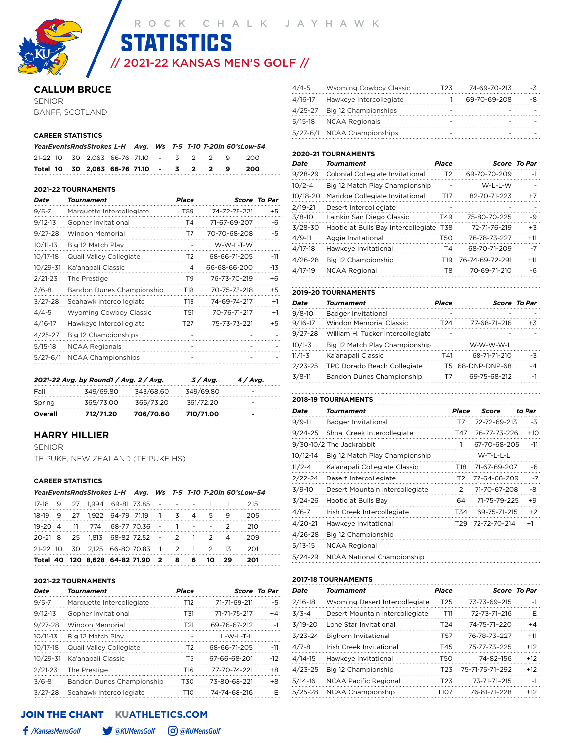ROCK CHALK JAYHAWK

# STATISTICS

## // 2021-22 KANSAS MEN'S GOLF //

## CALLUM BRUCE

SENIOR

BANFF, SCOTLAND

### CAREER STATISTICS

| Year | Events | Rnds | Strokes | L-H | Avg. | Ws | T-5 | T-10 | T-20 | in 60's | Low-54 |
|---|---|---|---|---|---|---|---|---|---|---|---|
| 21-22 | 10 | 30 | 2,063 | 66-76 | 71.10 | - | 3 | 2 | 2 | 9 | 200 |
| **Total** | **10** | **30** | **2,063** | **66-76** | **71.10** | **-** | **3** | **2** | **2** | **9** | **200** |

### 2021-22 TOURNAMENTS

| Date | Tournament | Place | Score | To Par |
|---|---|---|---|---|
| 9/5-7 | Marquette Intercollegiate | T59 | 74-72-75-221 | +5 |
| 9/12-13 | Gopher Invitational | T4 | 71-67-69-207 | -6 |
| 9/27-28 | Windon Memorial | T7 | 70-70-68-208 | -5 |
| 10/11-13 | Big 12 Match Play | - | W-W-L-T-W | |
| 10/17-18 | Quail Valley Collegiate | T2 | 68-66-71-205 | -11 |
| 10/29-31 | Ka'anapali Classic | 4 | 66-68-66-200 | -13 |
| 2/21-23 | The Prestige | T9 | 76-73-70-219 | +6 |
| 3/6-8 | Bandon Dunes Championship | T18 | 70-75-73-218 | +5 |
| 3/27-28 | Seahawk Intercollegiate | T13 | 74-69-74-217 | +1 |
| 4/4-5 | Wyoming Cowboy Classic | T51 | 70-76-71-217 | +1 |
| 4/16-17 | Hawkeye Intercollegiate | T27 | 75-73-73-221 | +5 |
| 4/25-27 | Big 12 Championships | - | - | - |
| 5/15-18 | NCAA Regionals | - | - | - |
| 5/27-6/1 | NCAA Championships | - | - | - |

| 2021-22 Avg. by Round | 1 / Avg. | 2 / Avg. | 3 / Avg. | 4 / Avg. |
|---|---|---|---|---|
| Fall | 349/69.80 | 343/68.60 | 349/69.80 | - |
| Spring | 365/73.00 | 366/73.20 | 361/72.20 | - |
| **Overall** | **712/71.20** | **706/70.60** | **710/71.00** | **-** |

## HARRY HILLIER

SENIOR

TE PUKE, NEW ZEALAND (TE PUKE HS)

### CAREER STATISTICS

| Year | Events | Rnds | Strokes | L-H | Avg. | Ws | T-5 | T-10 | T-20 | in 60's | Low-54 |
|---|---|---|---|---|---|---|---|---|---|---|---|
| 17-18 | 9 | 27 | 1,994 | 69-81 | 73.85 | - | - | - | 1 | 1 | 215 |
| 18-19 | 9 | 27 | 1,922 | 64-79 | 71.19 | 1 | 3 | 4 | 5 | 9 | 205 |
| 19-20 | 4 | 11 | 774 | 68-77 | 70.36 | - | 1 | - | - | 2 | 210 |
| 20-21 | 8 | 25 | 1,813 | 68-82 | 72.52 | - | 2 | 1 | 2 | 4 | 209 |
| 21-22 | 10 | 30 | 2,125 | 66-80 | 70.83 | 1 | 2 | 1 | 2 | 13 | 201 |
| **Total** | **40** | **120** | **8,628** | **64-82** | **71.90** | **2** | **8** | **6** | **10** | **29** | **201** |

### 2021-22 TOURNAMENTS

| Date | Tournament | Place | Score | To Par |
|---|---|---|---|---|
| 9/5-7 | Marquette Intercollegiate | T12 | 71-71-69-211 | -5 |
| 9/12-13 | Gopher Invitational | T31 | 71-71-75-217 | +4 |
| 9/27-28 | Windon Memorial | T21 | 69-76-67-212 | -1 |
| 10/11-13 | Big 12 Match Play | - | L-W-L-T-L | |
| 10/17-18 | Quail Valley Collegiate | T2 | 68-66-71-205 | -11 |
| 10/29-31 | Ka'anapali Classic | T5 | 67-66-68-201 | -12 |
| 2/21-23 | The Prestige | T16 | 77-70-74-221 | +8 |
| 3/6-8 | Bandon Dunes Championship | T30 | 73-80-68-221 | +8 |
| 3/27-28 | Seahawk Intercollegiate | T10 | 74-74-68-216 | E |
| 4/4-5 | Wyoming Cowboy Classic | T23 | 74-69-70-213 | -3 |
| 4/16-17 | Hawkeye Intercollegiate | 1 | 69-70-69-208 | -8 |
| 4/25-27 | Big 12 Championships | - | - | - |
| 5/15-18 | NCAA Regionals | - | - | - |
| 5/27-6/1 | NCAA Championships | - | - | - |

### 2020-21 TOURNAMENTS

| Date | Tournament | Place | Score | To Par |
|---|---|---|---|---|
| 9/28-29 | Colonial Collegiate Invitational | T2 | 69-70-70-209 | -1 |
| 10/2-4 | Big 12 Match Play Championship | - | W-L-L-W | - |
| 10/18-20 | Maridoe Collegiate Invitational | T17 | 82-70-71-223 | +7 |
| 2/19-21 | Desert Intercollegiate | - | - | - |
| 3/8-10 | Lamkin San Diego Classic | T49 | 75-80-70-225 | -9 |
| 3/28-30 | Hootie at Bulls Bay Intercollegiate | T38 | 72-71-76-219 | +3 |
| 4/9-11 | Aggie Invitational | T50 | 76-78-73-227 | +11 |
| 4/17-18 | Hawkeye Invitational | T4 | 68-70-71-209 | -7 |
| 4/26-28 | Big 12 Championship | T19 | 76-74-69-72-291 | +11 |
| 4/17-19 | NCAA Regional | T8 | 70-69-71-210 | -6 |

### 2019-20 TOURNAMENTS

| Date | Tournament | Place | Score | To Par |
|---|---|---|---|---|
| 9/8-10 | Badger Invitational | - | - | - |
| 9/16-17 | Windon Memorial Classic | T24 | 77-68-71-216 | +3 |
| 9/27-28 | William H. Tucker Intercollegiate | - | - | - |
| 10/1-3 | Big 12 Match Play Championship | | W-W-W-W-L | |
| 11/1-3 | Ka'anapali Classic | T41 | 68-71-71-210 | -3 |
| 2/23-25 | TPC Dorado Beach Collegiate | T5 | 68-DNP-DNP-68 | -4 |
| 3/8-11 | Bandon Dunes Championship | T7 | 69-75-68-212 | -1 |

### 2018-19 TOURNAMENTS

| Date | Tournament | Place | Score | to Par |
|---|---|---|---|---|
| 9/9-11 | Badger Invitational | T7 | 72-72-69-213 | -3 |
| 9/24-25 | Shoal Creek Intercollegiate | T47 | 76-77-73-226 | +10 |
| 9/30-10/2 | The Jackrabbit | 1 | 67-70-68-205 | -11 |
| 10/12-14 | Big 12 Match Play Championship | | W-T-L-L-L | |
| 11/2-4 | Ka'anapali Collegiate Classic | T18 | 71-67-69-207 | -6 |
| 2/22-24 | Desert Intercollegiate | T2 | 77-64-68-209 | -7 |
| 3/9-10 | Desert Mountain Intercollegiate | 2 | 71-70-67-208 | -8 |
| 3/24-26 | Hootie at Bulls Bay | 64 | 71-75-79-225 | +9 |
| 4/6-7 | Irish Creek Intercollegiate | T34 | 69-75-71-215 | +2 |
| 4/20-21 | Hawkeye Invitational | T29 | 72-72-70-214 | +1 |
| 4/26-28 | Big 12 Championship | | | |
| 5/13-15 | NCAA Regional | | | |
| 5/24-29 | NCAA National Championship | | | |

### 2017-18 TOURNAMENTS

| Date | Tournament | Place | Score | To Par |
|---|---|---|---|---|
| 2/16-18 | Wyoming Desert Intercollegiate | T25 | 73-73-69-215 | -1 |
| 3/3-4 | Desert Mountain Intercollegiate | T11 | 72-73-71-216 | E |
| 3/19-20 | Lone Star Invitational | T24 | 74-75-71-220 | +4 |
| 3/23-24 | Bighorn Invitational | T57 | 76-78-73-227 | +11 |
| 4/7-8 | Irish Creek Invitational | T45 | 75-77-73-225 | +12 |
| 4/14-15 | Hawkeye Invitational | T50 | 74-82-156 | +12 |
| 4/23-25 | Big 12 Championship | T23 | 75-71-75-71-292 | +12 |
| 5/14-16 | NCAA Pacific Regional | T23 | 73-71-71-215 | -1 |
| 5/25-28 | NCAA Championship | T107 | 76-81-71-228 | +12 |

**JOIN THE CHANT** KUATHLETICS.COM

/KansasMensGolf @KUMensGolf @KUMensGolf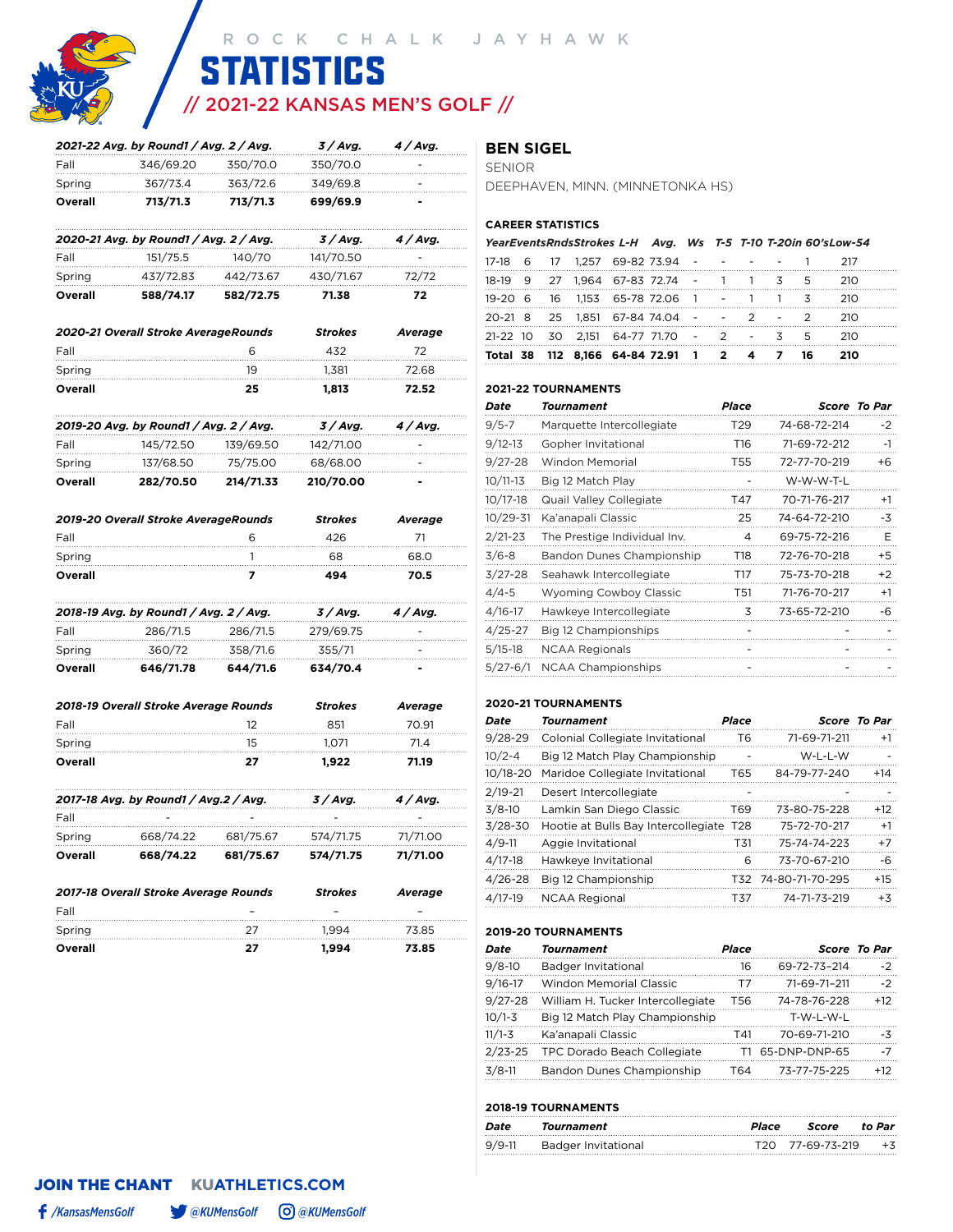ROCK CHALK JAYHAWK

# STATISTICS

## // 2021-22 KANSAS MEN'S GOLF //

| 2021-22 Avg. by Round | 1 / Avg. | 2 / Avg. | 3 / Avg. | 4 / Avg. |
|---|---|---|---|---|
| Fall | 346/69.20 | 350/70.0 | 350/70.0 | - |
| Spring | 367/73.4 | 363/72.6 | 349/69.8 | - |
| **Overall** | **713/71.3** | **713/71.3** | **699/69.9** | **-** |

| 2020-21 Avg. by Round | 1 / Avg. | 2 / Avg. | 3 / Avg. | 4 / Avg. |
|---|---|---|---|---|
| Fall | 151/75.5 | 140/70 | 141/70.50 | - |
| Spring | 437/72.83 | 442/73.67 | 430/71.67 | 72/72 |
| **Overall** | **588/74.17** | **582/72.75** | **71.38** | **72** |

| 2020-21 Overall Stroke Average | Rounds | Strokes | Average |
|---|---|---|---|
| Fall | 6 | 432 | 72 |
| Spring | 19 | 1,381 | 72.68 |
| **Overall** | **25** | **1,813** | **72.52** |

| 2019-20 Avg. by Round | 1 / Avg. | 2 / Avg. | 3 / Avg. | 4 / Avg. |
|---|---|---|---|---|
| Fall | 145/72.50 | 139/69.50 | 142/71.00 | - |
| Spring | 137/68.50 | 75/75.00 | 68/68.00 | - |
| **Overall** | **282/70.50** | **214/71.33** | **210/70.00** | **-** |

| 2019-20 Overall Stroke Average | Rounds | Strokes | Average |
|---|---|---|---|
| Fall | 6 | 426 | 71 |
| Spring | 1 | 68 | 68.0 |
| **Overall** | **7** | **494** | **70.5** |

| 2018-19 Avg. by Round | 1 / Avg. | 2 / Avg. | 3 / Avg. | 4 / Avg. |
|---|---|---|---|---|
| Fall | 286/71.5 | 286/71.5 | 279/69.75 | - |
| Spring | 360/72 | 358/71.6 | 355/71 | - |
| **Overall** | **646/71.78** | **644/71.6** | **634/70.4** | **-** |

| 2018-19 Overall Stroke Average | Rounds | Strokes | Average |
|---|---|---|---|
| Fall | 12 | 851 | 70.91 |
| Spring | 15 | 1,071 | 71.4 |
| **Overall** | **27** | **1,922** | **71.19** |

| 2017-18 Avg. by Round | 1 / Avg. | 2 / Avg. | 3 / Avg. | 4 / Avg. |
|---|---|---|---|---|
| Fall | - | - | - | - |
| Spring | 668/74.22 | 681/75.67 | 574/71.75 | 71/71.00 |
| **Overall** | **668/74.22** | **681/75.67** | **574/71.75** | **71/71.00** |

| 2017-18 Overall Stroke Average | Rounds | Strokes | Average |
|---|---|---|---|
| Fall | - | - | - |
| Spring | 27 | 1,994 | 73.85 |
| **Overall** | **27** | **1,994** | **73.85** |

## BEN SIGEL

SENIOR

DEEPHAVEN, MINN. (MINNETONKA HS)

### CAREER STATISTICS

| Year | Events | Rnds | Strokes | L-H | Avg. | Ws | T-5 | T-10 | T-20 | in 60's | Low-54 |
|---|---|---|---|---|---|---|---|---|---|---|---|
| 17-18 | 6 | 17 | 1,257 | 69-82 | 73.94 | - | - | - | - | 1 | 217 |
| 18-19 | 9 | 27 | 1,964 | 67-83 | 72.74 | - | 1 | 1 | 3 | 5 | 210 |
| 19-20 | 6 | 16 | 1,153 | 65-78 | 72.06 | 1 | - | 1 | 1 | 3 | 210 |
| 20-21 | 8 | 25 | 1,851 | 67-84 | 74.04 | - | - | 2 | - | 2 | 210 |
| 21-22 | 10 | 30 | 2,151 | 64-77 | 71.70 | - | 2 | - | 3 | 5 | 210 |
| **Total** | **38** | **112** | **8,166** | **64-84** | **72.91** | **1** | **2** | **4** | **7** | **16** | **210** |

### 2021-22 TOURNAMENTS

| Date | Tournament | Place | Score | To Par |
|---|---|---|---|---|
| 9/5-7 | Marquette Intercollegiate | T29 | 74-68-72-214 | -2 |
| 9/12-13 | Gopher Invitational | T16 | 71-69-72-212 | -1 |
| 9/27-28 | Windon Memorial | T55 | 72-77-70-219 | +6 |
| 10/11-13 | Big 12 Match Play | - | W-W-W-T-L | |
| 10/17-18 | Quail Valley Collegiate | T47 | 70-71-76-217 | +1 |
| 10/29-31 | Ka'anapali Classic | 25 | 74-64-72-210 | -3 |
| 2/21-23 | The Prestige Individual Inv. | 4 | 69-75-72-216 | E |
| 3/6-8 | Bandon Dunes Championship | T18 | 72-76-70-218 | +5 |
| 3/27-28 | Seahawk Intercollegiate | T17 | 75-73-70-218 | +2 |
| 4/4-5 | Wyoming Cowboy Classic | T51 | 71-76-70-217 | +1 |
| 4/16-17 | Hawkeye Intercollegiate | 3 | 73-65-72-210 | -6 |
| 4/25-27 | Big 12 Championships | - | - | - |
| 5/15-18 | NCAA Regionals | - | - | - |
| 5/27-6/1 | NCAA Championships | - | - | - |

### 2020-21 TOURNAMENTS

| Date | Tournament | Place | Score | To Par |
|---|---|---|---|---|
| 9/28-29 | Colonial Collegiate Invitational | T6 | 71-69-71-211 | +1 |
| 10/2-4 | Big 12 Match Play Championship | - | W-L-L-W | - |
| 10/18-20 | Maridoe Collegiate Invitational | T65 | 84-79-77-240 | +14 |
| 2/19-21 | Desert Intercollegiate | - | - | - |
| 3/8-10 | Lamkin San Diego Classic | T69 | 73-80-75-228 | +12 |
| 3/28-30 | Hootie at Bulls Bay Intercollegiate | T28 | 75-72-70-217 | +1 |
| 4/9-11 | Aggie Invitational | T31 | 75-74-74-223 | +7 |
| 4/17-18 | Hawkeye Invitational | 6 | 73-70-67-210 | -6 |
| 4/26-28 | Big 12 Championship | T32 | 74-80-71-70-295 | +15 |
| 4/17-19 | NCAA Regional | T37 | 74-71-73-219 | +3 |

### 2019-20 TOURNAMENTS

| Date | Tournament | Place | Score | To Par |
|---|---|---|---|---|
| 9/8-10 | Badger Invitational | 16 | 69-72-73-214 | -2 |
| 9/16-17 | Windon Memorial Classic | T7 | 71-69-71-211 | -2 |
| 9/27-28 | William H. Tucker Intercollegiate | T56 | 74-78-76-228 | +12 |
| 10/1-3 | Big 12 Match Play Championship | | T-W-L-W-L | |
| 11/1-3 | Ka'anapali Classic | T41 | 70-69-71-210 | -3 |
| 2/23-25 | TPC Dorado Beach Collegiate | T1 | 65-DNP-DNP-65 | -7 |
| 3/8-11 | Bandon Dunes Championship | T64 | 73-77-75-225 | +12 |

### 2018-19 TOURNAMENTS

| Date | Tournament | Place | Score | to Par |
|---|---|---|---|---|
| 9/9-11 | Badger Invitational | T20 | 77-69-73-219 | +3 |

**JOIN THE CHANT** KUATHLETICS.COM

/KansasMensGolf @KUMensGolf @KUMensGolf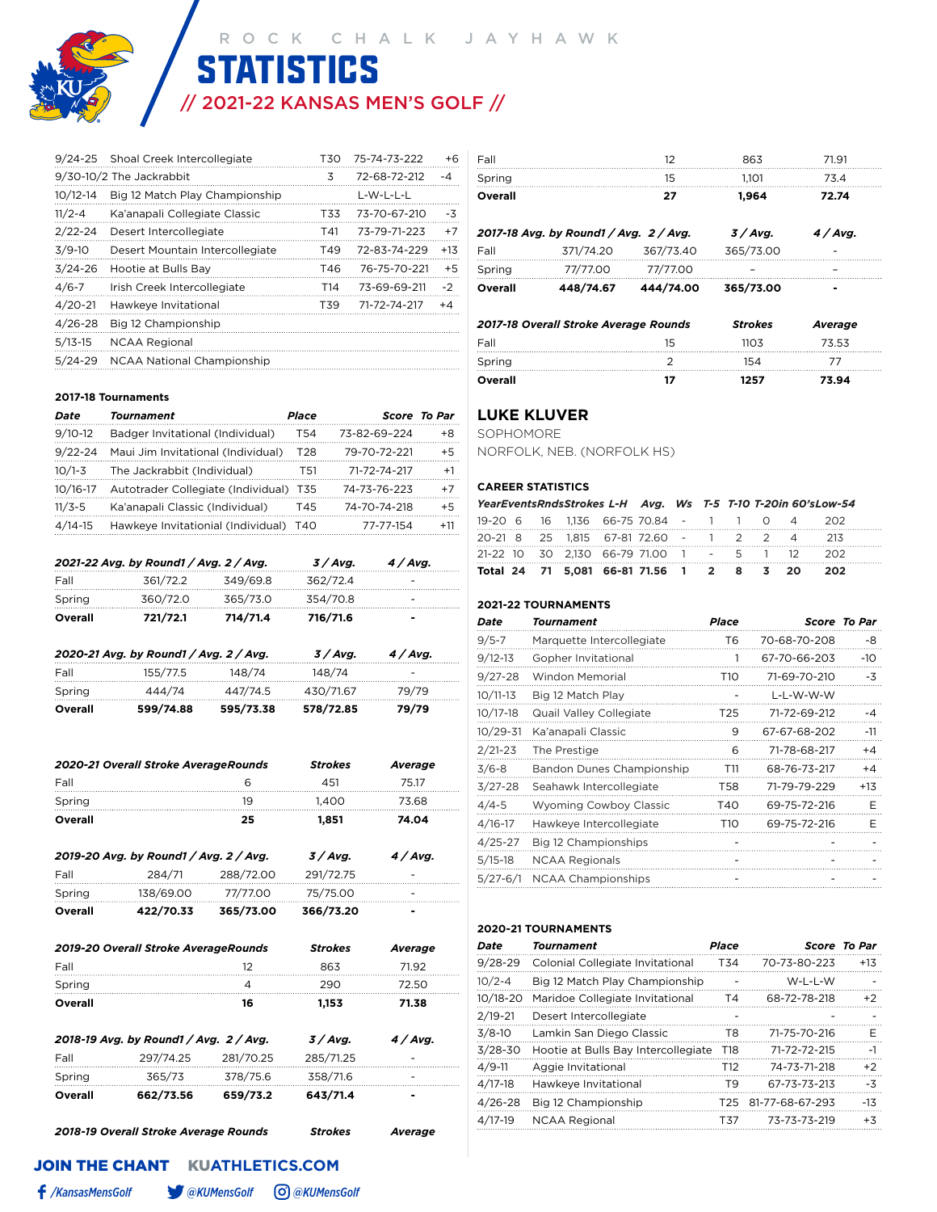# ROCK CHALK JAYHAWK STATISTICS

## // 2021-22 KANSAS MEN'S GOLF //

| Date | Tournament | Place | Score | To Par |
|---|---|---|---|---|
| 9/24-25 | Shoal Creek Intercollegiate | T30 | 75-74-73-222 | +6 |
| 9/30-10/2 | The Jackrabbit | 3 | 72-68-72-212 | -4 |
| 10/12-14 | Big 12 Match Play Championship | | L-W-L-L-L | |
| 11/2-4 | Ka'anapali Collegiate Classic | T33 | 73-70-67-210 | -3 |
| 2/22-24 | Desert Intercollegiate | T41 | 73-79-71-223 | +7 |
| 3/9-10 | Desert Mountain Intercollegiate | T49 | 72-83-74-229 | +13 |
| 3/24-26 | Hootie at Bulls Bay | T46 | 76-75-70-221 | +5 |
| 4/6-7 | Irish Creek Intercollegiate | T14 | 73-69-69-211 | -2 |
| 4/20-21 | Hawkeye Invitational | T39 | 71-72-74-217 | +4 |
| 4/26-28 | Big 12 Championship | | | |
| 5/13-15 | NCAA Regional | | | |
| 5/24-29 | NCAA National Championship | | | |

**2017-18 Tournaments**

| Date | Tournament | Place | Score | To Par |
|---|---|---|---|---|
| 9/10-12 | Badger Invitational (Individual) | T54 | 73-82-69-224 | +8 |
| 9/22-24 | Maui Jim Invitational (Individual) | T28 | 79-70-72-221 | +5 |
| 10/1-3 | The Jackrabbit (Individual) | T51 | 71-72-74-217 | +1 |
| 10/16-17 | Autotrader Collegiate (Individual) | T35 | 74-73-76-223 | +7 |
| 11/3-5 | Ka'anapali Classic (Individual) | T45 | 74-70-74-218 | +5 |
| 4/14-15 | Hawkeye Invitational (Individual) | T40 | 77-77-154 | +11 |

| 2021-22 Avg. by Round | 1 / Avg. | 2 / Avg. | 3 / Avg. | 4 / Avg. |
|---|---|---|---|---|
| Fall | 361/72.2 | 349/69.8 | 362/72.4 | - |
| Spring | 360/72.0 | 365/73.0 | 354/70.8 | - |
| **Overall** | **721/72.1** | **714/71.4** | **716/71.6** | **-** |

| 2020-21 Avg. by Round | 1 / Avg. | 2 / Avg. | 3 / Avg. | 4 / Avg. |
|---|---|---|---|---|
| Fall | 155/77.5 | 148/74 | 148/74 | - |
| Spring | 444/74 | 447/74.5 | 430/71.67 | 79/79 |
| **Overall** | **599/74.88** | **595/73.38** | **578/72.85** | **79/79** |

| 2020-21 Overall Stroke Average | Rounds | Strokes | Average |
|---|---|---|---|
| Fall | 6 | 451 | 75.17 |
| Spring | 19 | 1,400 | 73.68 |
| **Overall** | **25** | **1,851** | **74.04** |

| 2019-20 Avg. by Round | 1 / Avg. | 2 / Avg. | 3 / Avg. | 4 / Avg. |
|---|---|---|---|---|
| Fall | 284/71 | 288/72.00 | 291/72.75 | - |
| Spring | 138/69.00 | 77/77.00 | 75/75.00 | - |
| **Overall** | **422/70.33** | **365/73.00** | **366/73.20** | **-** |

| 2019-20 Overall Stroke Average | Rounds | Strokes | Average |
|---|---|---|---|
| Fall | 12 | 863 | 71.92 |
| Spring | 4 | 290 | 72.50 |
| **Overall** | **16** | **1,153** | **71.38** |

| 2018-19 Avg. by Round | 1 / Avg. | 2 / Avg. | 3 / Avg. | 4 / Avg. |
|---|---|---|---|---|
| Fall | 297/74.25 | 281/70.25 | 285/71.25 | - |
| Spring | 365/73 | 378/75.6 | 358/71.6 | - |
| **Overall** | **662/73.56** | **659/73.2** | **643/71.4** | **-** |

| 2018-19 Overall Stroke Average | Rounds | Strokes | Average |
|---|---|---|---|
| Fall | 12 | 863 | 71.91 |
| Spring | 15 | 1,101 | 73.4 |
| **Overall** | **27** | **1,964** | **72.74** |

| 2017-18 Avg. by Round | 1 / Avg. | 2 / Avg. | 3 / Avg. | 4 / Avg. |
|---|---|---|---|---|
| Fall | 371/74.20 | 367/73.40 | 365/73.00 | - |
| Spring | 77/77.00 | 77/77.00 | - | - |
| **Overall** | **448/74.67** | **444/74.00** | **365/73.00** | **-** |

| 2017-18 Overall Stroke Average | Rounds | Strokes | Average |
|---|---|---|---|
| Fall | 15 | 1103 | 73.53 |
| Spring | 2 | 154 | 77 |
| **Overall** | **17** | **1257** | **73.94** |

## LUKE KLUVER

SOPHOMORE

NORFOLK, NEB. (NORFOLK HS)

**CAREER STATISTICS**

| Year | Events | Rnds | Strokes | L-H | Avg. | Ws | T-5 | T-10 | T-20 | in 60's | Low-54 |
|---|---|---|---|---|---|---|---|---|---|---|---|
| 19-20 | 6 | 16 | 1,136 | 66-75 | 70.84 | - | 1 | 1 | 0 | 4 | 202 |
| 20-21 | 8 | 25 | 1,815 | 67-81 | 72.60 | - | 1 | 2 | 2 | 4 | 213 |
| 21-22 | 10 | 30 | 2,130 | 66-79 | 71.00 | 1 | - | 5 | 1 | 12 | 202 |
| **Total** | **24** | **71** | **5,081** | **66-81** | **71.56** | **1** | **2** | **8** | **3** | **20** | **202** |

**2021-22 TOURNAMENTS**

| Date | Tournament | Place | Score | To Par |
|---|---|---|---|---|
| 9/5-7 | Marquette Intercollegiate | T6 | 70-68-70-208 | -8 |
| 9/12-13 | Gopher Invitational | 1 | 67-70-66-203 | -10 |
| 9/27-28 | Windon Memorial | T10 | 71-69-70-210 | -3 |
| 10/11-13 | Big 12 Match Play | - | L-L-W-W-W | |
| 10/17-18 | Quail Valley Collegiate | T25 | 71-72-69-212 | -4 |
| 10/29-31 | Ka'anapali Classic | 9 | 67-67-68-202 | -11 |
| 2/21-23 | The Prestige | 6 | 71-78-68-217 | +4 |
| 3/6-8 | Bandon Dunes Championship | T11 | 68-76-73-217 | +4 |
| 3/27-28 | Seahawk Intercollegiate | T58 | 71-79-79-229 | +13 |
| 4/4-5 | Wyoming Cowboy Classic | T40 | 69-75-72-216 | E |
| 4/16-17 | Hawkeye Intercollegiate | T10 | 69-75-72-216 | E |
| 4/25-27 | Big 12 Championships | - | - | - |
| 5/15-18 | NCAA Regionals | - | - | - |
| 5/27-6/1 | NCAA Championships | - | - | - |

**2020-21 TOURNAMENTS**

| Date | Tournament | Place | Score | To Par |
|---|---|---|---|---|
| 9/28-29 | Colonial Collegiate Invitational | T34 | 70-73-80-223 | +13 |
| 10/2-4 | Big 12 Match Play Championship | - | W-L-L-W | - |
| 10/18-20 | Maridoe Collegiate Invitational | T4 | 68-72-78-218 | +2 |
| 2/19-21 | Desert Intercollegiate | - | - | - |
| 3/8-10 | Lamkin San Diego Classic | T8 | 71-75-70-216 | E |
| 3/28-30 | Hootie at Bulls Bay Intercollegiate | T18 | 71-72-72-215 | -1 |
| 4/9-11 | Aggie Invitational | T12 | 74-73-71-218 | +2 |
| 4/17-18 | Hawkeye Invitational | T9 | 67-73-73-213 | -3 |
| 4/26-28 | Big 12 Championship | T25 | 81-77-68-67-293 | -13 |
| 4/17-19 | NCAA Regional | T37 | 73-73-73-219 | +3 |

JOIN THE CHANT KUATHLETICS.COM

/KansasMensGolf @KUMensGolf @KUMensGolf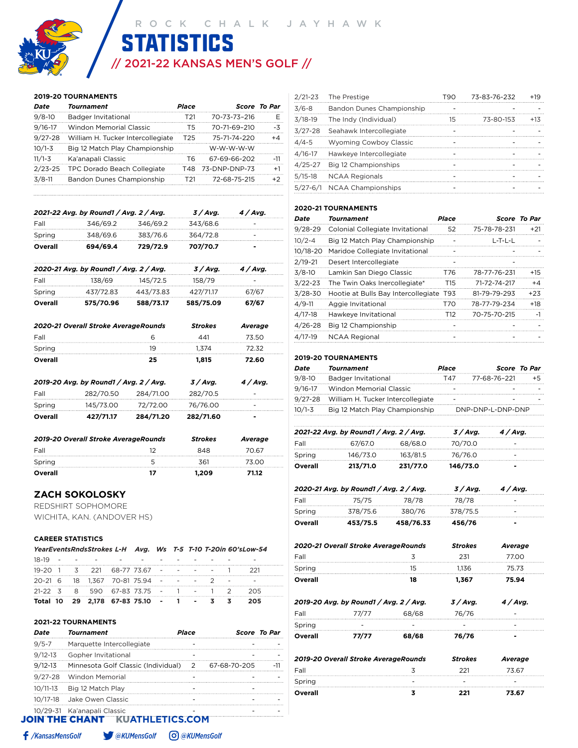# ROCK CHALK JAYHAWK STATISTICS

## // 2021-22 KANSAS MEN'S GOLF //

### 2019-20 TOURNAMENTS

| Date | Tournament | Place | Score | To Par |
|---|---|---|---|---|
| 9/8-10 | Badger Invitational | T21 | 70-73-73-216 | E |
| 9/16-17 | Windon Memorial Classic | T5 | 70-71-69-210 | -3 |
| 9/27-28 | William H. Tucker Intercollegiate | T25 | 75-71-74-220 | +4 |
| 10/1-3 | Big 12 Match Play Championship | | W-W-W-W-W | |
| 11/1-3 | Ka'anapali Classic | T6 | 67-69-66-202 | -11 |
| 2/23-25 | TPC Dorado Beach Collegiate | T48 | 73-DNP-DNP-73 | +1 |
| 3/8-11 | Bandon Dunes Championship | T21 | 72-68-75-215 | +2 |

| 2021-22 Avg. by Round | 1 / Avg. | 2 / Avg. | 3 / Avg. | 4 / Avg. |
|---|---|---|---|---|
| Fall | 346/69.2 | 346/69.2 | 343/68.6 | - |
| Spring | 348/69.6 | 383/76.6 | 364/72.8 | - |
| **Overall** | **694/69.4** | **729/72.9** | **707/70.7** | **-** |

| 2020-21 Avg. by Round | 1 / Avg. | 2 / Avg. | 3 / Avg. | 4 / Avg. |
|---|---|---|---|---|
| Fall | 138/69 | 145/72.5 | 158/79 | - |
| Spring | 437/72.83 | 443/73.83 | 427/71.17 | 67/67 |
| **Overall** | **575/70.96** | **588/73.17** | **585/75.09** | **67/67** |

| 2020-21 Overall Stroke Average | Rounds | Strokes | Average |
|---|---|---|---|
| Fall | 6 | 441 | 73.50 |
| Spring | 19 | 1,374 | 72.32 |
| **Overall** | **25** | **1,815** | **72.60** |

| 2019-20 Avg. by Round | 1 / Avg. | 2 / Avg. | 3 / Avg. | 4 / Avg. |
|---|---|---|---|---|
| Fall | 282/70.50 | 284/71.00 | 282/70.5 | - |
| Spring | 145/73.00 | 72/72.00 | 76/76.00 | - |
| **Overall** | **427/71.17** | **284/71.20** | **282/71.60** | **-** |

| 2019-20 Overall Stroke Average | Rounds | Strokes | Average |
|---|---|---|---|
| Fall | 12 | 848 | 70.67 |
| Spring | 5 | 361 | 73.00 |
| **Overall** | **17** | **1,209** | **71.12** |

## ZACH SOKOLOSKY

REDSHIRT SOPHOMORE
WICHITA, KAN. (ANDOVER HS)

### CAREER STATISTICS

| Year | Events | Rnds | Strokes | L-H | Avg. | Ws | T-5 | T-10 | T-20 | in 60's | Low-54 |
|---|---|---|---|---|---|---|---|---|---|---|---|
| 18-19 | - | - | - | - | - | - | - | - | - | - | - |
| 19-20 | 1 | 3 | 221 | 68-77 | 73.67 | - | - | - | - | 1 | 221 |
| 20-21 | 6 | 18 | 1,367 | 70-81 | 75.94 | - | - | - | 2 | - | - |
| 21-22 | 3 | 8 | 590 | 67-83 | 73.75 | - | 1 | - | 1 | 2 | 205 |
| **Total** | **10** | **29** | **2,178** | **67-83** | **75.10** | **-** | **1** | **-** | **3** | **3** | **205** |

### 2021-22 TOURNAMENTS

| Date | Tournament | Place | Score | To Par |
|---|---|---|---|---|
| 9/5-7 | Marquette Intercollegiate | - | - | - |
| 9/12-13 | Gopher Invitational | - | - | - |
| 9/12-13 | Minnesota Golf Classic (Individual) | 2 | 67-68-70-205 | -11 |
| 9/27-28 | Windon Memorial | - | - | - |
| 10/11-13 | Big 12 Match Play | - | - | - |
| 10/17-18 | Jake Owen Classic | - | - | - |
| 10/29-31 | Ka'anapali Classic | - | - | - |
| 2/21-23 | The Prestige | T90 | 73-83-76-232 | +19 |
| 3/6-8 | Bandon Dunes Championship | - | - | - |
| 3/18-19 | The Indy (Individual) | 15 | 73-80-153 | +13 |
| 3/27-28 | Seahawk Intercollegiate | - | - | - |
| 4/4-5 | Wyoming Cowboy Classic | - | - | - |
| 4/16-17 | Hawkeye Intercollegiate | - | - | - |
| 4/25-27 | Big 12 Championships | - | - | - |
| 5/15-18 | NCAA Regionals | - | - | - |
| 5/27-6/1 | NCAA Championships | - | - | - |

### 2020-21 TOURNAMENTS

| Date | Tournament | Place | Score | To Par |
|---|---|---|---|---|
| 9/28-29 | Colonial Collegiate Invitational | 52 | 75-78-78-231 | +21 |
| 10/2-4 | Big 12 Match Play Championship | - | L-T-L-L | - |
| 10/18-20 | Maridoe Collegiate Invitational | - | - | - |
| 2/19-21 | Desert Intercollegiate | - | - | - |
| 3/8-10 | Lamkin San Diego Classic | T76 | 78-77-76-231 | +15 |
| 3/22-23 | The Twin Oaks Inercollegiate* | T15 | 71-72-74-217 | +4 |
| 3/28-30 | Hootie at Bulls Bay Intercollegiate | T93 | 81-79-79-293 | +23 |
| 4/9-11 | Aggie Invitational | T70 | 78-77-79-234 | +18 |
| 4/17-18 | Hawkeye Invitational | T12 | 70-75-70-215 | -1 |
| 4/26-28 | Big 12 Championship | - | - | - |
| 4/17-19 | NCAA Regional | - | - | - |

### 2019-20 TOURNAMENTS

| Date | Tournament | Place | Score | To Par |
|---|---|---|---|---|
| 9/8-10 | Badger Invitational | T47 | 77-68-76-221 | +5 |
| 9/16-17 | Windon Memorial Classic | - | - | - |
| 9/27-28 | William H. Tucker Intercollegiate | - | - | - |
| 10/1-3 | Big 12 Match Play Championship | | DNP-DNP-L-DNP-DNP | |

| 2021-22 Avg. by Round | 1 / Avg. | 2 / Avg. | 3 / Avg. | 4 / Avg. |
|---|---|---|---|---|
| Fall | 67/67.0 | 68/68.0 | 70/70.0 | - |
| Spring | 146/73.0 | 163/81.5 | 76/76.0 | - |
| **Overall** | **213/71.0** | **231/77.0** | **146/73.0** | **-** |

| 2020-21 Avg. by Round | 1 / Avg. | 2 / Avg. | 3 / Avg. | 4 / Avg. |
|---|---|---|---|---|
| Fall | 75/75 | 78/78 | 78/78 | - |
| Spring | 378/75.6 | 380/76 | 378/75.5 | - |
| **Overall** | **453/75.5** | **458/76.33** | **456/76** | **-** |

| 2020-21 Overall Stroke Average | Rounds | Strokes | Average |
|---|---|---|---|
| Fall | 3 | 231 | 77.00 |
| Spring | 15 | 1,136 | 75.73 |
| **Overall** | **18** | **1,367** | **75.94** |

| 2019-20 Avg. by Round | 1 / Avg. | 2 / Avg. | 3 / Avg. | 4 / Avg. |
|---|---|---|---|---|
| Fall | 77/77 | 68/68 | 76/76 | - |
| Spring | - | - | - | - |
| **Overall** | **77/77** | **68/68** | **76/76** | **-** |

| 2019-20 Overall Stroke Average | Rounds | Strokes | Average |
|---|---|---|---|
| Fall | 3 | 221 | 73.67 |
| Spring | - | - | - |
| **Overall** | **3** | **221** | **73.67** |

JOIN THE CHANT KUATHLETICS.COM

/KansasMensGolf @KUMensGolf @KUMensGolf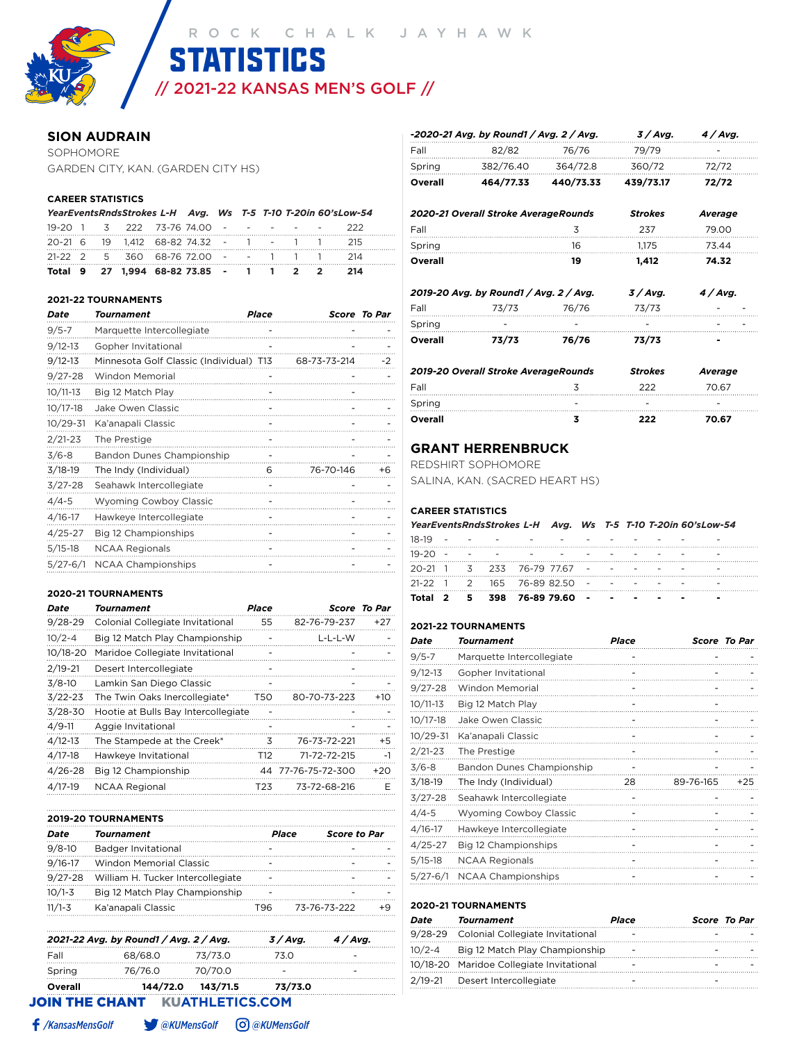ROCK CHALK JAYHAWK

# STATISTICS

## // 2021-22 KANSAS MEN'S GOLF //

## SION AUDRAIN

SOPHOMORE

GARDEN CITY, KAN. (GARDEN CITY HS)

### CAREER STATISTICS

| Year | Events | Rnds | Strokes | L-H | Avg. | Ws | T-5 | T-10 | T-20 | in 60's | Low-54 |
|---|---|---|---|---|---|---|---|---|---|---|---|
| 19-20 | 1 | 3 | 222 | 73-76 | 74.00 | - | - | - | - | - | 222 |
| 20-21 | 6 | 19 | 1,412 | 68-82 | 74.32 | - | 1 | - | 1 | 1 | 215 |
| 21-22 | 2 | 5 | 360 | 68-76 | 72.00 | - | - | 1 | 1 | 1 | 214 |
| **Total** | **9** | **27** | **1,994** | **68-82** | **73.85** | **-** | **1** | **1** | **2** | **2** | **214** |

### 2021-22 TOURNAMENTS

| Date | Tournament | Place | Score | To Par |
|---|---|---|---|---|
| 9/5-7 | Marquette Intercollegiate | - | - | - |
| 9/12-13 | Gopher Invitational | - | - | - |
| 9/12-13 | Minnesota Golf Classic (Individual) | T13 | 68-73-73-214 | -2 |
| 9/27-28 | Windon Memorial | - | - | - |
| 10/11-13 | Big 12 Match Play | - | - | |
| 10/17-18 | Jake Owen Classic | - | - | - |
| 10/29-31 | Ka'anapali Classic | - | - | - |
| 2/21-23 | The Prestige | - | - | - |
| 3/6-8 | Bandon Dunes Championship | - | - | - |
| 3/18-19 | The Indy (Individual) | 6 | 76-70-146 | +6 |
| 3/27-28 | Seahawk Intercollegiate | - | - | - |
| 4/4-5 | Wyoming Cowboy Classic | - | - | - |
| 4/16-17 | Hawkeye Intercollegiate | - | - | - |
| 4/25-27 | Big 12 Championships | - | - | - |
| 5/15-18 | NCAA Regionals | - | - | - |
| 5/27-6/1 | NCAA Championships | - | - | - |

### 2020-21 TOURNAMENTS

| Date | Tournament | Place | Score | To Par |
|---|---|---|---|---|
| 9/28-29 | Colonial Collegiate Invitational | 55 | 82-76-79-237 | +27 |
| 10/2-4 | Big 12 Match Play Championship | - | L-L-L-W | - |
| 10/18-20 | Maridoe Collegiate Invitational | - | - | - |
| 2/19-21 | Desert Intercollegiate | - | - | |
| 3/8-10 | Lamkin San Diego Classic | - | - | - |
| 3/22-23 | The Twin Oaks Inercollegiate* | T50 | 80-70-73-223 | +10 |
| 3/28-30 | Hootie at Bulls Bay Intercollegiate | - | - | - |
| 4/9-11 | Aggie Invitational | - | - | - |
| 4/12-13 | The Stampede at the Creek* | 3 | 76-73-72-221 | +5 |
| 4/17-18 | Hawkeye Invitational | T12 | 71-72-72-215 | -1 |
| 4/26-28 | Big 12 Championship | 44 | 77-76-75-72-300 | +20 |
| 4/17-19 | NCAA Regional | T23 | 73-72-68-216 | E |

### 2019-20 TOURNAMENTS

| Date | Tournament | Place | Score | to Par |
|---|---|---|---|---|
| 9/8-10 | Badger Invitational | - | - | - |
| 9/16-17 | Windon Memorial Classic | - | - | - |
| 9/27-28 | William H. Tucker Intercollegiate | - | - | - |
| 10/1-3 | Big 12 Match Play Championship | - | - | - |
| 11/1-3 | Ka'anapali Classic | T96 | 73-76-73-222 | +9 |

| 2021-22 Avg. by Round | 1 / Avg. | 2 / Avg. | 3 / Avg. | 4 / Avg. |
|---|---|---|---|---|
| Fall | 68/68.0 | 73/73.0 | 73.0 | - |
| Spring | 76/76.0 | 70/70.0 | - | - |
| **Overall** | **144/72.0** | **143/71.5** | **73/73.0** | |

| -2020-21 Avg. by Round | 1 / Avg. | 2 / Avg. | 3 / Avg. | 4 / Avg. |
|---|---|---|---|---|
| Fall | 82/82 | 76/76 | 79/79 | - |
| Spring | 382/76.40 | 364/72.8 | 360/72 | 72/72 |
| **Overall** | **464/77.33** | **440/73.33** | **439/73.17** | **72/72** |

| 2020-21 Overall Stroke Average | Rounds | Strokes | Average |
|---|---|---|---|
| Fall | 3 | 237 | 79.00 |
| Spring | 16 | 1,175 | 73.44 |
| **Overall** | **19** | **1,412** | **74.32** |

| 2019-20 Avg. by Round | 1 / Avg. | 2 / Avg. | 3 / Avg. | 4 / Avg. |
|---|---|---|---|---|
| Fall | 73/73 | 76/76 | 73/73 | - - |
| Spring | - | - | - | - - |
| **Overall** | **73/73** | **76/76** | **73/73** | **-** |

| 2019-20 Overall Stroke Average | Rounds | Strokes | Average |
|---|---|---|---|
| Fall | 3 | 222 | 70.67 |
| Spring | - | - | - |
| **Overall** | **3** | **222** | **70.67** |

## GRANT HERRENBRUCK

REDSHIRT SOPHOMORE

SALINA, KAN. (SACRED HEART HS)

### CAREER STATISTICS

| Year | Events | Rnds | Strokes | L-H | Avg. | Ws | T-5 | T-10 | T-20 | in 60's | Low-54 |
|---|---|---|---|---|---|---|---|---|---|---|---|
| 18-19 | - | - | - | - | - | - | - | - | - | - | - |
| 19-20 | - | - | - | - | - | - | - | - | - | - | - |
| 20-21 | 1 | 3 | 233 | 76-79 | 77.67 | - | - | - | - | - | - |
| 21-22 | 1 | 2 | 165 | 76-89 | 82.50 | - | - | - | - | - | - |
| **Total** | **2** | **5** | **398** | **76-89** | **79.60** | **-** | **-** | **-** | **-** | **-** | **-** |

### 2021-22 TOURNAMENTS

| Date | Tournament | Place | Score | To Par |
|---|---|---|---|---|
| 9/5-7 | Marquette Intercollegiate | - | - | - |
| 9/12-13 | Gopher Invitational | - | - | - |
| 9/27-28 | Windon Memorial | - | - | - |
| 10/11-13 | Big 12 Match Play | - | - | |
| 10/17-18 | Jake Owen Classic | - | - | - |
| 10/29-31 | Ka'anapali Classic | - | - | - |
| 2/21-23 | The Prestige | - | - | - |
| 3/6-8 | Bandon Dunes Championship | - | - | - |
| 3/18-19 | The Indy (Individual) | 28 | 89-76-165 | +25 |
| 3/27-28 | Seahawk Intercollegiate | - | - | - |
| 4/4-5 | Wyoming Cowboy Classic | - | - | - |
| 4/16-17 | Hawkeye Intercollegiate | - | - | - |
| 4/25-27 | Big 12 Championships | - | - | - |
| 5/15-18 | NCAA Regionals | - | - | - |
| 5/27-6/1 | NCAA Championships | - | - | - |

### 2020-21 TOURNAMENTS

| Date | Tournament | Place | Score | To Par |
|---|---|---|---|---|
| 9/28-29 | Colonial Collegiate Invitational | - | - | - |
| 10/2-4 | Big 12 Match Play Championship | - | - | - |
| 10/18-20 | Maridoe Collegiate Invitational | - | - | - |
| 2/19-21 | Desert Intercollegiate | - | - | |

JOIN THE CHANT KUATHLETICS.COM

/KansasMensGolf @KUMensGolf @KUMensGolf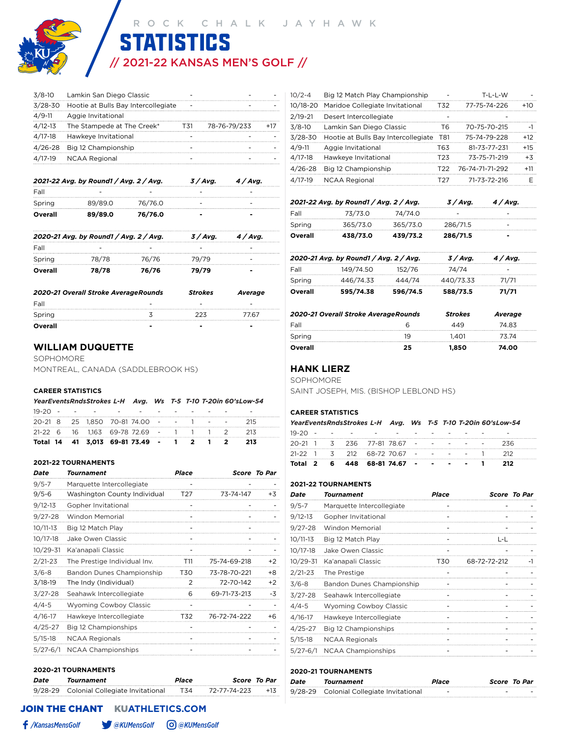# ROCK CHALK JAYHAWK STATISTICS

## // 2021-22 KANSAS MEN'S GOLF //

| | | | | |
|---|---|---|---|---|
| 3/8-10 | Lamkin San Diego Classic | - | - | - |
| 3/28-30 | Hootie at Bulls Bay Intercollegiate | - | - | - |
| 4/9-11 | Aggie Invitational | | | |
| 4/12-13 | The Stampede at The Creek* | T31 | 78-76-79/233 | +17 |
| 4/17-18 | Hawkeye Invitational | - | - | - |
| 4/26-28 | Big 12 Championship | - | - | - |
| 4/17-19 | NCAA Regional | - | - | - |

| 2021-22 Avg. by Round | 1 / Avg. | 2 / Avg. | 3 / Avg. | 4 / Avg. |
|---|---|---|---|---|
| Fall | - | - | - | - |
| Spring | 89/89.0 | 76/76.0 | - | - |
| **Overall** | **89/89.0** | **76/76.0** | **-** | **-** |

| 2020-21 Avg. by Round | 1 / Avg. | 2 / Avg. | 3 / Avg. | 4 / Avg. |
|---|---|---|---|---|
| Fall | - | - | - | - |
| Spring | 78/78 | 76/76 | 79/79 | - |
| **Overall** | **78/78** | **76/76** | **79/79** | **-** |

| 2020-21 Overall Stroke Average | Rounds | Strokes | Average |
|---|---|---|---|
| Fall | - | - | - |
| Spring | 3 | 223 | 77.67 |
| **Overall** | **-** | **-** | **-** |

## WILLIAM DUQUETTE

SOPHOMORE

MONTREAL, CANADA (SADDLEBROOK HS)

### CAREER STATISTICS

| Year | Events | Rnds | Strokes | L-H | Avg. | Ws | T-5 | T-10 | T-20 | in 60's | Low-54 |
|---|---|---|---|---|---|---|---|---|---|---|---|
| 19-20 | - | - | - | - | - | - | - | - | - | - | - |
| 20-21 | 8 | 25 | 1,850 | 70-81 | 74.00 | - | - | 1 | - | - | 215 |
| 21-22 | 6 | 16 | 1,163 | 69-78 | 72.69 | - | 1 | 1 | 1 | 2 | 213 |
| **Total** | **14** | **41** | **3,013** | **69-81** | **73.49** | **-** | **1** | **2** | **1** | **2** | **213** |

### 2021-22 TOURNAMENTS

| Date | Tournament | Place | Score | To Par |
|---|---|---|---|---|
| 9/5-7 | Marquette Intercollegiate | - | - | - |
| 9/5-6 | Washington County Individual | T27 | 73-74-147 | +3 |
| 9/12-13 | Gopher Invitational | - | - | - |
| 9/27-28 | Windon Memorial | - | - | - |
| 10/11-13 | Big 12 Match Play | - | - | |
| 10/17-18 | Jake Owen Classic | - | - | - |
| 10/29-31 | Ka'anapali Classic | - | - | - |
| 2/21-23 | The Prestige Individual Inv. | T11 | 75-74-69-218 | +2 |
| 3/6-8 | Bandon Dunes Championship | T30 | 73-78-70-221 | +8 |
| 3/18-19 | The Indy (Individual) | 2 | 72-70-142 | +2 |
| 3/27-28 | Seahawk Intercollegiate | 6 | 69-71-73-213 | -3 |
| 4/4-5 | Wyoming Cowboy Classic | - | - | - |
| 4/16-17 | Hawkeye Intercollegiate | T32 | 76-72-74-222 | +6 |
| 4/25-27 | Big 12 Championships | - | - | - |
| 5/15-18 | NCAA Regionals | - | - | - |
| 5/27-6/1 | NCAA Championships | - | - | - |

### 2020-21 TOURNAMENTS

| Date | Tournament | Place | Score | To Par |
|---|---|---|---|---|
| 9/28-29 | Colonial Collegiate Invitational | T34 | 72-77-74-223 | +13 |
| 10/2-4 | Big 12 Match Play Championship | - | T-L-L-W | - |
| 10/18-20 | Maridoe Collegiate Invitational | T32 | 77-75-74-226 | +10 |
| 2/19-21 | Desert Intercollegiate | - | - | - |
| 3/8-10 | Lamkin San Diego Classic | T6 | 70-75-70-215 | -1 |
| 3/28-30 | Hootie at Bulls Bay Intercollegiate | T81 | 75-74-79-228 | +12 |
| 4/9-11 | Aggie Invitational | T63 | 81-73-77-231 | +15 |
| 4/17-18 | Hawkeye Invitational | T23 | 73-75-71-219 | +3 |
| 4/26-28 | Big 12 Championship | T22 | 76-74-71-71-292 | +11 |
| 4/17-19 | NCAA Regional | T27 | 71-73-72-216 | E |

| 2021-22 Avg. by Round | 1 / Avg. | 2 / Avg. | 3 / Avg. | 4 / Avg. |
|---|---|---|---|---|
| Fall | 73/73.0 | 74/74.0 | - | - |
| Spring | 365/73.0 | 365/73.0 | 286/71.5 | - |
| **Overall** | **438/73.0** | **439/73.2** | **286/71.5** | **-** |

| 2020-21 Avg. by Round | 1 / Avg. | 2 / Avg. | 3 / Avg. | 4 / Avg. |
|---|---|---|---|---|
| Fall | 149/74.50 | 152/76 | 74/74 | - |
| Spring | 446/74.33 | 444/74 | 440/73.33 | 71/71 |
| **Overall** | **595/74.38** | **596/74.5** | **588/73.5** | **71/71** |

| 2020-21 Overall Stroke Average | Rounds | Strokes | Average |
|---|---|---|---|
| Fall | 6 | 449 | 74.83 |
| Spring | 19 | 1,401 | 73.74 |
| **Overall** | **25** | **1,850** | **74.00** |

## HANK LIERZ

SOPHOMORE

SAINT JOSEPH, MIS. (BISHOP LEBLOND HS)

### CAREER STATISTICS

| Year | Events | Rnds | Strokes | L-H | Avg. | Ws | T-5 | T-10 | T-20 | in 60's | Low-54 |
|---|---|---|---|---|---|---|---|---|---|---|---|
| 19-20 | - | - | - | - | - | - | - | - | - | - | - |
| 20-21 | 1 | 3 | 236 | 77-81 | 78.67 | - | - | - | - | - | 236 |
| 21-22 | 1 | 3 | 212 | 68-72 | 70.67 | - | - | - | - | 1 | 212 |
| **Total** | **2** | **6** | **448** | **68-81** | **74.67** | **-** | **-** | **-** | **-** | **1** | **212** |

### 2021-22 TOURNAMENTS

| Date | Tournament | Place | Score | To Par |
|---|---|---|---|---|
| 9/5-7 | Marquette Intercollegiate | - | - | - |
| 9/12-13 | Gopher Invitational | - | - | - |
| 9/27-28 | Windon Memorial | - | - | - |
| 10/11-13 | Big 12 Match Play | - | L-L | |
| 10/17-18 | Jake Owen Classic | - | - | - |
| 10/29-31 | Ka'anapali Classic | T30 | 68-72-72-212 | -1 |
| 2/21-23 | The Prestige | - | - | - |
| 3/6-8 | Bandon Dunes Championship | - | - | - |
| 3/27-28 | Seahawk Intercollegiate | - | - | - |
| 4/4-5 | Wyoming Cowboy Classic | - | - | - |
| 4/16-17 | Hawkeye Intercollegiate | - | - | - |
| 4/25-27 | Big 12 Championships | - | - | - |
| 5/15-18 | NCAA Regionals | - | - | - |
| 5/27-6/1 | NCAA Championships | - | - | - |

### 2020-21 TOURNAMENTS

| Date | Tournament | Place | Score | To Par |
|---|---|---|---|---|
| 9/28-29 | Colonial Collegiate Invitational | - | - | - |

**JOIN THE CHANT** KUATHLETICS.COM

/KansasMensGolf @KUMensGolf @KUMensGolf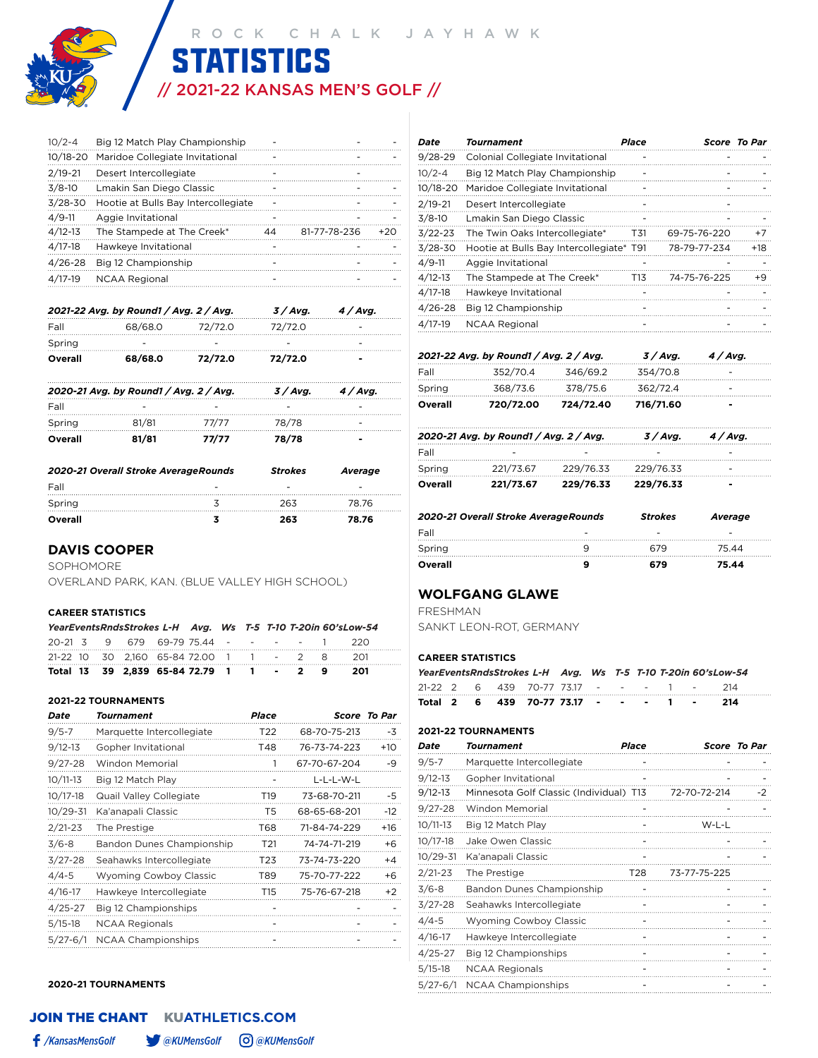# ROCK CHALK JAYHAWK STATISTICS

## // 2021-22 KANSAS MEN'S GOLF //

| Date | Tournament | Place | Score | To Par |
|---|---|---|---|---|
| 10/2-4 | Big 12 Match Play Championship | - | - | - |
| 10/18-20 | Maridoe Collegiate Invitational | - | - | - |
| 2/19-21 | Desert Intercollegiate | - | - | |
| 3/8-10 | Lmakin San Diego Classic | - | - | - |
| 3/28-30 | Hootie at Bulls Bay Intercollegiate | - | - | - |
| 4/9-11 | Aggie Invitational | - | - | - |
| 4/12-13 | The Stampede at The Creek* | 44 | 81-77-78-236 | +20 |
| 4/17-18 | Hawkeye Invitational | - | - | - |
| 4/26-28 | Big 12 Championship | - | - | - |
| 4/17-19 | NCAA Regional | - | - | - |

| 2021-22 Avg. by Round | 1 / Avg. | 2 / Avg. | 3 / Avg. | 4 / Avg. |
|---|---|---|---|---|
| Fall | 68/68.0 | 72/72.0 | 72/72.0 | - |
| Spring | - | - | - | - |
| **Overall** | **68/68.0** | **72/72.0** | **72/72.0** | **-** |

| 2020-21 Avg. by Round | 1 / Avg. | 2 / Avg. | 3 / Avg. | 4 / Avg. |
|---|---|---|---|---|
| Fall | - | - | - | - |
| Spring | 81/81 | 77/77 | 78/78 | - |
| **Overall** | **81/81** | **77/77** | **78/78** | **-** |

| 2020-21 Overall Stroke Average | Rounds | Strokes | Average |
|---|---|---|---|
| Fall | - | - | - |
| Spring | 3 | 263 | 78.76 |
| **Overall** | **3** | **263** | **78.76** |

## DAVIS COOPER

SOPHOMORE

OVERLAND PARK, KAN. (BLUE VALLEY HIGH SCHOOL)

**CAREER STATISTICS**

| Year | Events | Rnds | Strokes | L-H | Avg. | Ws | T-5 | T-10 | T-20 | in 60's | Low-54 |
|---|---|---|---|---|---|---|---|---|---|---|---|
| 20-21 | 3 | 9 | 679 | 69-79 | 75.44 | - | - | - | - | 1 | 220 |
| 21-22 | 10 | 30 | 2,160 | 65-84 | 72.00 | 1 | 1 | - | 2 | 8 | 201 |
| **Total** | **13** | **39** | **2,839** | **65-84** | **72.79** | **1** | **1** | **-** | **2** | **9** | **201** |

**2021-22 TOURNAMENTS**

| Date | Tournament | Place | Score | To Par |
|---|---|---|---|---|
| 9/5-7 | Marquette Intercollegiate | T22 | 68-70-75-213 | -3 |
| 9/12-13 | Gopher Invitational | T48 | 76-73-74-223 | +10 |
| 9/27-28 | Windon Memorial | 1 | 67-70-67-204 | -9 |
| 10/11-13 | Big 12 Match Play | - | L-L-L-W-L | |
| 10/17-18 | Quail Valley Collegiate | T19 | 73-68-70-211 | -5 |
| 10/29-31 | Ka'anapali Classic | T5 | 68-65-68-201 | -12 |
| 2/21-23 | The Prestige | T68 | 71-84-74-229 | +16 |
| 3/6-8 | Bandon Dunes Championship | T21 | 74-74-71-219 | +6 |
| 3/27-28 | Seahawks Intercollegiate | T23 | 73-74-73-220 | +4 |
| 4/4-5 | Wyoming Cowboy Classic | T89 | 75-70-77-222 | +6 |
| 4/16-17 | Hawkeye Intercollegiate | T15 | 75-76-67-218 | +2 |
| 4/25-27 | Big 12 Championships | - | - | - |
| 5/15-18 | NCAA Regionals | - | - | - |
| 5/27-6/1 | NCAA Championships | - | - | - |

**2020-21 TOURNAMENTS**

| Date | Tournament | Place | Score | To Par |
|---|---|---|---|---|
| 9/28-29 | Colonial Collegiate Invitational | - | - | - |
| 10/2-4 | Big 12 Match Play Championship | - | - | - |
| 10/18-20 | Maridoe Collegiate Invitational | - | - | - |
| 2/19-21 | Desert Intercollegiate | - | - | |
| 3/8-10 | Lmakin San Diego Classic | - | - | - |
| 3/22-23 | The Twin Oaks Intercollegiate* | T31 | 69-75-76-220 | +7 |
| 3/28-30 | Hootie at Bulls Bay Intercollegiate* | T91 | 78-79-77-234 | +18 |
| 4/9-11 | Aggie Invitational | - | - | - |
| 4/12-13 | The Stampede at The Creek* | T13 | 74-75-76-225 | +9 |
| 4/17-18 | Hawkeye Invitational | - | - | - |
| 4/26-28 | Big 12 Championship | - | - | - |
| 4/17-19 | NCAA Regional | - | - | - |

| 2021-22 Avg. by Round | 1 / Avg. | 2 / Avg. | 3 / Avg. | 4 / Avg. |
|---|---|---|---|---|
| Fall | 352/70.4 | 346/69.2 | 354/70.8 | - |
| Spring | 368/73.6 | 378/75.6 | 362/72.4 | - |
| **Overall** | **720/72.00** | **724/72.40** | **716/71.60** | **-** |

| 2020-21 Avg. by Round | 1 / Avg. | 2 / Avg. | 3 / Avg. | 4 / Avg. |
|---|---|---|---|---|
| Fall | - | - | - | - |
| Spring | 221/73.67 | 229/76.33 | 229/76.33 | - |
| **Overall** | **221/73.67** | **229/76.33** | **229/76.33** | **-** |

| 2020-21 Overall Stroke Average | Rounds | Strokes | Average |
|---|---|---|---|
| Fall | - | - | - |
| Spring | 9 | 679 | 75.44 |
| **Overall** | **9** | **679** | **75.44** |

## WOLFGANG GLAWE

FRESHMAN

SANKT LEON-ROT, GERMANY

**CAREER STATISTICS**

| Year | Events | Rnds | Strokes | L-H | Avg. | Ws | T-5 | T-10 | T-20 | in 60's | Low-54 |
|---|---|---|---|---|---|---|---|---|---|---|---|
| 21-22 | 2 | 6 | 439 | 70-77 | 73.17 | - | - | - | 1 | - | 214 |
| **Total** | **2** | **6** | **439** | **70-77** | **73.17** | **-** | **-** | **-** | **1** | **-** | **214** |

**2021-22 TOURNAMENTS**

| Date | Tournament | Place | Score | To Par |
|---|---|---|---|---|
| 9/5-7 | Marquette Intercollegiate | - | - | - |
| 9/12-13 | Gopher Invitational | - | - | - |
| 9/12-13 | Minnesota Golf Classic (Individual) | T13 | 72-70-72-214 | -2 |
| 9/27-28 | Windon Memorial | - | - | - |
| 10/11-13 | Big 12 Match Play | - | W-L-L | |
| 10/17-18 | Jake Owen Classic | - | - | - |
| 10/29-31 | Ka'anapali Classic | - | - | - |
| 2/21-23 | The Prestige | T28 | 73-77-75-225 | |
| 3/6-8 | Bandon Dunes Championship | - | - | - |
| 3/27-28 | Seahawks Intercollegiate | - | - | - |
| 4/4-5 | Wyoming Cowboy Classic | - | - | - |
| 4/16-17 | Hawkeye Intercollegiate | - | - | - |
| 4/25-27 | Big 12 Championships | - | - | - |
| 5/15-18 | NCAA Regionals | - | - | - |
| 5/27-6/1 | NCAA Championships | - | - | - |

**JOIN THE CHANT** KUATHLETICS.COM

/KansasMensGolf @KUMensGolf @KUMensGolf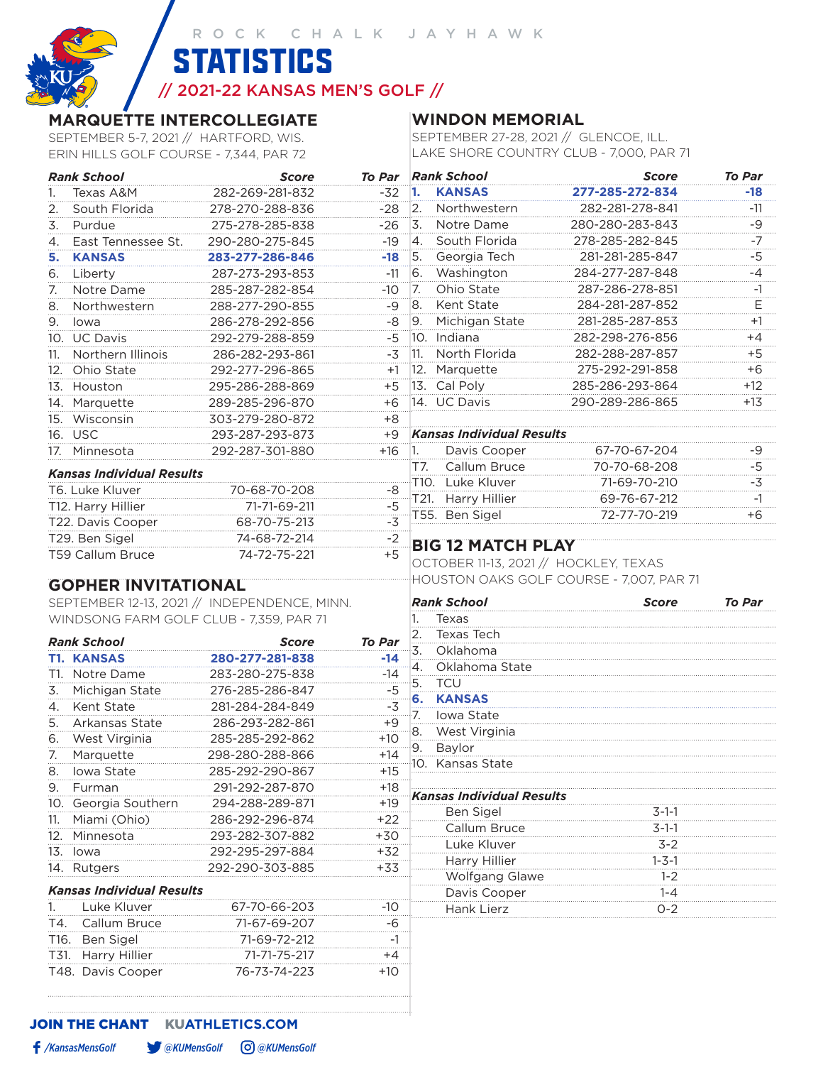ROCK CHALK JAYHAWK

# STATISTICS

## // 2021-22 KANSAS MEN'S GOLF //

## MARQUETTE INTERCOLLEGIATE

SEPTEMBER 5-7, 2021 // HARTFORD, WIS.
ERIN HILLS GOLF COURSE - 7,344, PAR 72

| Rank | School | Score | To Par |
|---|---|---|---|
| 1. | Texas A&M | 282-269-281-832 | -32 |
| 2. | South Florida | 278-270-288-836 | -28 |
| 3. | Purdue | 275-278-285-838 | -26 |
| 4. | East Tennessee St. | 290-280-275-845 | -19 |
| **5.** | **KANSAS** | **283-277-286-846** | **-18** |
| 6. | Liberty | 287-273-293-853 | -11 |
| 7. | Notre Dame | 285-287-282-854 | -10 |
| 8. | Northwestern | 288-277-290-855 | -9 |
| 9. | Iowa | 286-278-292-856 | -8 |
| 10. | UC Davis | 292-279-288-859 | -5 |
| 11. | Northern Illinois | 286-282-293-861 | -3 |
| 12. | Ohio State | 292-277-296-865 | +1 |
| 13. | Houston | 295-286-288-869 | +5 |
| 14. | Marquette | 289-285-296-870 | +6 |
| 15. | Wisconsin | 303-279-280-872 | +8 |
| 16. | USC | 293-287-293-873 | +9 |
| 17. | Minnesota | 292-287-301-880 | +16 |

*Kansas Individual Results*

| Place | Player | Score | To Par |
|---|---|---|---|
| T6. | Luke Kluver | 70-68-70-208 | -8 |
| T12. | Harry Hillier | 71-71-69-211 | -5 |
| T22. | Davis Cooper | 68-70-75-213 | -3 |
| T29. | Ben Sigel | 74-68-72-214 | -2 |
| T59 | Callum Bruce | 74-72-75-221 | +5 |

## GOPHER INVITATIONAL

SEPTEMBER 12-13, 2021 // INDEPENDENCE, MINN.
WINDSONG FARM GOLF CLUB - 7,359, PAR 71

| Rank | School | Score | To Par |
|---|---|---|---|
| **T1.** | **KANSAS** | **280-277-281-838** | **-14** |
| T1. | Notre Dame | 283-280-275-838 | -14 |
| 3. | Michigan State | 276-285-286-847 | -5 |
| 4. | Kent State | 281-284-284-849 | -3 |
| 5. | Arkansas State | 286-293-282-861 | +9 |
| 6. | West Virginia | 285-285-292-862 | +10 |
| 7. | Marquette | 298-280-288-866 | +14 |
| 8. | Iowa State | 285-292-290-867 | +15 |
| 9. | Furman | 291-292-287-870 | +18 |
| 10. | Georgia Southern | 294-288-289-871 | +19 |
| 11. | Miami (Ohio) | 286-292-296-874 | +22 |
| 12. | Minnesota | 293-282-307-882 | +30 |
| 13. | Iowa | 292-295-297-884 | +32 |
| 14. | Rutgers | 292-290-303-885 | +33 |

*Kansas Individual Results*

| Place | Player | Score | To Par |
|---|---|---|---|
| 1. | Luke Kluver | 67-70-66-203 | -10 |
| T4. | Callum Bruce | 71-67-69-207 | -6 |
| T16. | Ben Sigel | 71-69-72-212 | -1 |
| T31. | Harry Hillier | 71-71-75-217 | +4 |
| T48. | Davis Cooper | 76-73-74-223 | +10 |

## WINDON MEMORIAL

SEPTEMBER 27-28, 2021 // GLENCOE, ILL.
LAKE SHORE COUNTRY CLUB - 7,000, PAR 71

| Rank | School | Score | To Par |
|---|---|---|---|
| **1.** | **KANSAS** | **277-285-272-834** | **-18** |
| 2. | Northwestern | 282-281-278-841 | -11 |
| 3. | Notre Dame | 280-280-283-843 | -9 |
| 4. | South Florida | 278-285-282-845 | -7 |
| 5. | Georgia Tech | 281-281-285-847 | -5 |
| 6. | Washington | 284-277-287-848 | -4 |
| 7. | Ohio State | 287-286-278-851 | -1 |
| 8. | Kent State | 284-281-287-852 | E |
| 9. | Michigan State | 281-285-287-853 | +1 |
| 10. | Indiana | 282-298-276-856 | +4 |
| 11. | North Florida | 282-288-287-857 | +5 |
| 12. | Marquette | 275-292-291-858 | +6 |
| 13. | Cal Poly | 285-286-293-864 | +12 |
| 14. | UC Davis | 290-289-286-865 | +13 |

*Kansas Individual Results*

| Place | Player | Score | To Par |
|---|---|---|---|
| 1. | Davis Cooper | 67-70-67-204 | -9 |
| T7. | Callum Bruce | 70-70-68-208 | -5 |
| T10. | Luke Kluver | 71-69-70-210 | -3 |
| T21. | Harry Hillier | 69-76-67-212 | -1 |
| T55. | Ben Sigel | 72-77-70-219 | +6 |

## BIG 12 MATCH PLAY

OCTOBER 11-13, 2021 // HOCKLEY, TEXAS
HOUSTON OAKS GOLF COURSE - 7,007, PAR 71

| Rank | School | Score | To Par |
|---|---|---|---|
| 1. | Texas | | |
| 2. | Texas Tech | | |
| 3. | Oklahoma | | |
| 4. | Oklahoma State | | |
| 5. | TCU | | |
| **6.** | **KANSAS** | | |
| 7. | Iowa State | | |
| 8. | West Virginia | | |
| 9. | Baylor | | |
| 10. | Kansas State | | |

*Kansas Individual Results*

| Player | Record |
|---|---|
| Ben Sigel | 3-1-1 |
| Callum Bruce | 3-1-1 |
| Luke Kluver | 3-2 |
| Harry Hillier | 1-3-1 |
| Wolfgang Glawe | 1-2 |
| Davis Cooper | 1-4 |
| Hank Lierz | 0-2 |

JOIN THE CHANT KUATHLETICS.COM

/KansasMensGolf @KUMensGolf @KUMensGolf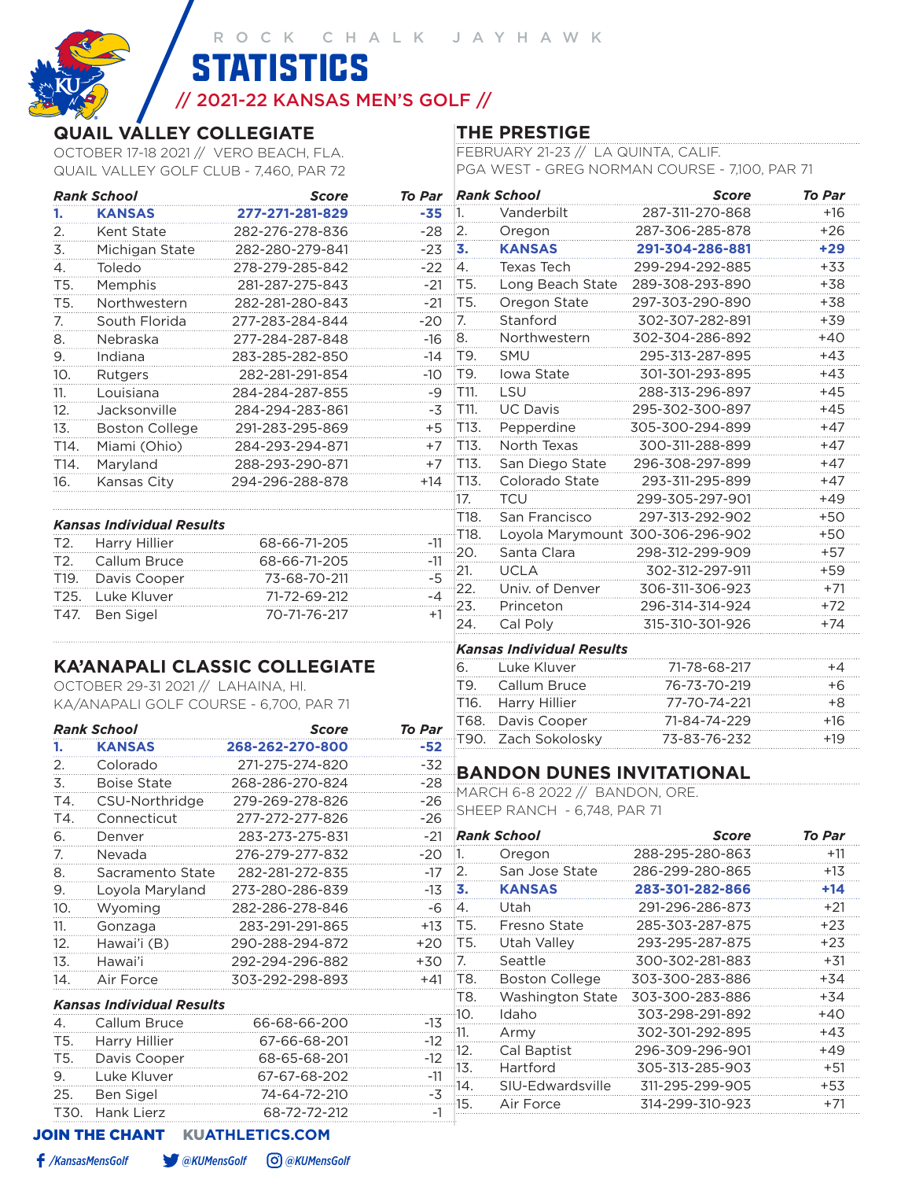ROCK CHALK JAYHAWK

# STATISTICS

## // 2021-22 KANSAS MEN'S GOLF //

### QUAIL VALLEY COLLEGIATE

OCTOBER 17-18 2021 // VERO BEACH, FLA.
QUAIL VALLEY GOLF CLUB - 7,460, PAR 72

| Rank | School | Score | To Par |
|---|---|---|---|
| **1.** | **KANSAS** | **277-271-281-829** | **-35** |
| 2. | Kent State | 282-276-278-836 | -28 |
| 3. | Michigan State | 282-280-279-841 | -23 |
| 4. | Toledo | 278-279-285-842 | -22 |
| T5. | Memphis | 281-287-275-843 | -21 |
| T5. | Northwestern | 282-281-280-843 | -21 |
| 7. | South Florida | 277-283-284-844 | -20 |
| 8. | Nebraska | 277-284-287-848 | -16 |
| 9. | Indiana | 283-285-282-850 | -14 |
| 10. | Rutgers | 282-281-291-854 | -10 |
| 11. | Louisiana | 284-284-287-855 | -9 |
| 12. | Jacksonville | 284-294-283-861 | -3 |
| 13. | Boston College | 291-283-295-869 | +5 |
| T14. | Miami (Ohio) | 284-293-294-871 | +7 |
| T14. | Maryland | 288-293-290-871 | +7 |
| 16. | Kansas City | 294-296-288-878 | +14 |

*Kansas Individual Results*

| Rank | Player | Score | To Par |
|---|---|---|---|
| T2. | Harry Hillier | 68-66-71-205 | -11 |
| T2. | Callum Bruce | 68-66-71-205 | -11 |
| T19. | Davis Cooper | 73-68-70-211 | -5 |
| T25. | Luke Kluver | 71-72-69-212 | -4 |
| T47. | Ben Sigel | 70-71-76-217 | +1 |

### KA'ANAPALI CLASSIC COLLEGIATE

OCTOBER 29-31 2021 // LAHAINA, HI.
KA/ANAPALI GOLF COURSE - 6,700, PAR 71

| Rank | School | Score | To Par |
|---|---|---|---|
| **1.** | **KANSAS** | **268-262-270-800** | **-52** |
| 2. | Colorado | 271-275-274-820 | -32 |
| 3. | Boise State | 268-286-270-824 | -28 |
| T4. | CSU-Northridge | 279-269-278-826 | -26 |
| T4. | Connecticut | 277-272-277-826 | -26 |
| 6. | Denver | 283-273-275-831 | -21 |
| 7. | Nevada | 276-279-277-832 | -20 |
| 8. | Sacramento State | 282-281-272-835 | -17 |
| 9. | Loyola Maryland | 273-280-286-839 | -13 |
| 10. | Wyoming | 282-286-278-846 | -6 |
| 11. | Gonzaga | 283-291-291-865 | +13 |
| 12. | Hawai'i (B) | 290-288-294-872 | +20 |
| 13. | Hawai'i | 292-294-296-882 | +30 |
| 14. | Air Force | 303-292-298-893 | +41 |

*Kansas Individual Results*

| Rank | Player | Score | To Par |
|---|---|---|---|
| 4. | Callum Bruce | 66-68-66-200 | -13 |
| T5. | Harry Hillier | 67-66-68-201 | -12 |
| T5. | Davis Cooper | 68-65-68-201 | -12 |
| 9. | Luke Kluver | 67-67-68-202 | -11 |
| 25. | Ben Sigel | 74-64-72-210 | -3 |
| T30. | Hank Lierz | 68-72-72-212 | -1 |

### THE PRESTIGE

FEBRUARY 21-23 // LA QUINTA, CALIF.
PGA WEST - GREG NORMAN COURSE - 7,100, PAR 71

| Rank | School | Score | To Par |
|---|---|---|---|
| 1. | Vanderbilt | 287-311-270-868 | +16 |
| 2. | Oregon | 287-306-285-878 | +26 |
| **3.** | **KANSAS** | **291-304-286-881** | **+29** |
| 4. | Texas Tech | 299-294-292-885 | +33 |
| T5. | Long Beach State | 289-308-293-890 | +38 |
| T5. | Oregon State | 297-303-290-890 | +38 |
| 7. | Stanford | 302-307-282-891 | +39 |
| 8. | Northwestern | 302-304-286-892 | +40 |
| T9. | SMU | 295-313-287-895 | +43 |
| T9. | Iowa State | 301-301-293-895 | +43 |
| T11. | LSU | 288-313-296-897 | +45 |
| T11. | UC Davis | 295-302-300-897 | +45 |
| T13. | Pepperdine | 305-300-294-899 | +47 |
| T13. | North Texas | 300-311-288-899 | +47 |
| T13. | San Diego State | 296-308-297-899 | +47 |
| T13. | Colorado State | 293-311-295-899 | +47 |
| 17. | TCU | 299-305-297-901 | +49 |
| T18. | San Francisco | 297-313-292-902 | +50 |
| T18. | Loyola Marymount | 300-306-296-902 | +50 |
| 20. | Santa Clara | 298-312-299-909 | +57 |
| 21. | UCLA | 302-312-297-911 | +59 |
| 22. | Univ. of Denver | 306-311-306-923 | +71 |
| 23. | Princeton | 296-314-314-924 | +72 |
| 24. | Cal Poly | 315-310-301-926 | +74 |

*Kansas Individual Results*

| Rank | Player | Score | To Par |
|---|---|---|---|
| 6. | Luke Kluver | 71-78-68-217 | +4 |
| T9. | Callum Bruce | 76-73-70-219 | +6 |
| T16. | Harry Hillier | 77-70-74-221 | +8 |
| T68. | Davis Cooper | 71-84-74-229 | +16 |
| T90. | Zach Sokolosky | 73-83-76-232 | +19 |

### BANDON DUNES INVITATIONAL

MARCH 6-8 2022 // BANDON, ORE.
SHEEP RANCH - 6,748, PAR 71

| Rank | School | Score | To Par |
|---|---|---|---|
| 1. | Oregon | 288-295-280-863 | +11 |
| 2. | San Jose State | 286-299-280-865 | +13 |
| **3.** | **KANSAS** | **283-301-282-866** | **+14** |
| 4. | Utah | 291-296-286-873 | +21 |
| T5. | Fresno State | 285-303-287-875 | +23 |
| T5. | Utah Valley | 293-295-287-875 | +23 |
| 7. | Seattle | 300-302-281-883 | +31 |
| T8. | Boston College | 303-300-283-886 | +34 |
| T8. | Washington State | 303-300-283-886 | +34 |
| 10. | Idaho | 303-298-291-892 | +40 |
| 11. | Army | 302-301-292-895 | +43 |
| 12. | Cal Baptist | 296-309-296-901 | +49 |
| 13. | Hartford | 305-313-285-903 | +51 |
| 14. | SIU-Edwardsville | 311-295-299-905 | +53 |
| 15. | Air Force | 314-299-310-923 | +71 |

JOIN THE CHANT KUATHLETICS.COM

/KansasMensGolf @KUMensGolf @KUMensGolf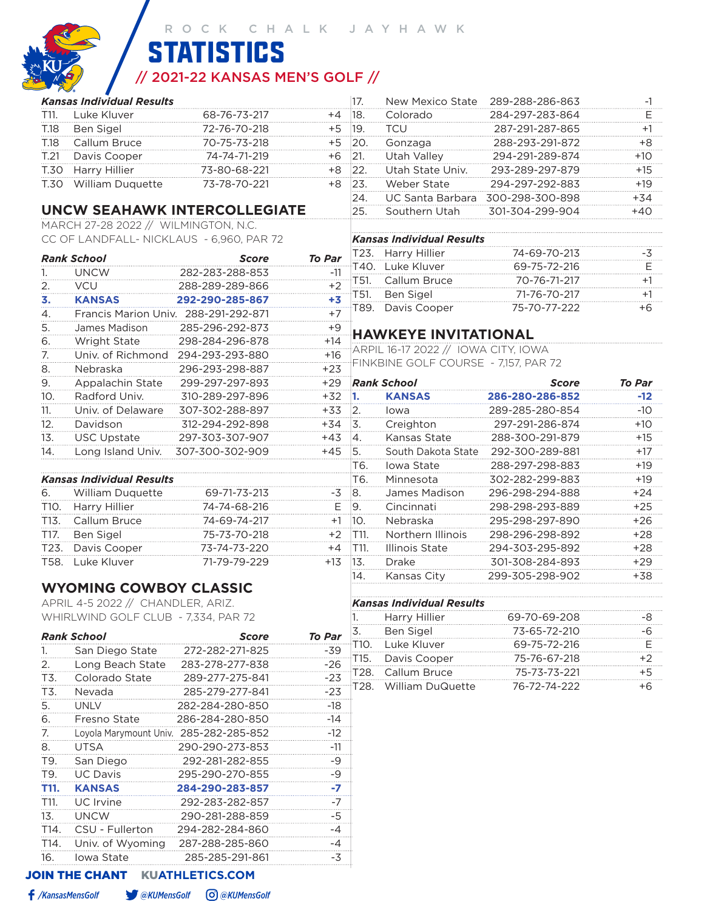# ROCK CHALK JAYHAWK STATISTICS

## // 2021-22 KANSAS MEN'S GOLF //

*Kansas Individual Results*

| | | | |
|---|---|---|---|
| T11. | Luke Kluver | 68-76-73-217 | +4 |
| T.18 | Ben Sigel | 72-76-70-218 | +5 |
| T.18 | Callum Bruce | 70-75-73-218 | +5 |
| T.21 | Davis Cooper | 74-74-71-219 | +6 |
| T.30 | Harry Hillier | 73-80-68-221 | +8 |
| T.30 | William Duquette | 73-78-70-221 | +8 |

## UNCW SEAHAWK INTERCOLLEGIATE

MARCH 27-28 2022 // WILMINGTON, N.C.

CC OF LANDFALL- NICKLAUS - 6,960, PAR 72

| Rank | School | Score | To Par |
|---|---|---|---|
| 1. | UNCW | 282-283-288-853 | -11 |
| 2. | VCU | 288-289-289-866 | +2 |
| **3.** | **KANSAS** | **292-290-285-867** | **+3** |
| 4. | Francis Marion Univ. | 288-291-292-871 | +7 |
| 5. | James Madison | 285-296-292-873 | +9 |
| 6. | Wright State | 298-284-296-878 | +14 |
| 7. | Univ. of Richmond | 294-293-293-880 | +16 |
| 8. | Nebraska | 296-293-298-887 | +23 |
| 9. | Appalachin State | 299-297-297-893 | +29 |
| 10. | Radford Univ. | 310-289-297-896 | +32 |
| 11. | Univ. of Delaware | 307-302-288-897 | +33 |
| 12. | Davidson | 312-294-292-898 | +34 |
| 13. | USC Upstate | 297-303-307-907 | +43 |
| 14. | Long Island Univ. | 307-300-302-909 | +45 |

*Kansas Individual Results*

| | | | |
|---|---|---|---|
| 6. | William Duquette | 69-71-73-213 | -3 |
| T10. | Harry Hillier | 74-74-68-216 | E |
| T13. | Callum Bruce | 74-69-74-217 | +1 |
| T17. | Ben Sigel | 75-73-70-218 | +2 |
| T23. | Davis Cooper | 73-74-73-220 | +4 |
| T58. | Luke Kluver | 71-79-79-229 | +13 |

## WYOMING COWBOY CLASSIC

APRIL 4-5 2022 // CHANDLER, ARIZ.

WHIRLWIND GOLF CLUB - 7,334, PAR 72

| Rank | School | Score | To Par |
|---|---|---|---|
| 1. | San Diego State | 272-282-271-825 | -39 |
| 2. | Long Beach State | 283-278-277-838 | -26 |
| T3. | Colorado State | 289-277-275-841 | -23 |
| T3. | Nevada | 285-279-277-841 | -23 |
| 5. | UNLV | 282-284-280-850 | -18 |
| 6. | Fresno State | 286-284-280-850 | -14 |
| 7. | Loyola Marymount Univ. | 285-282-285-852 | -12 |
| 8. | UTSA | 290-290-273-853 | -11 |
| T9. | San Diego | 292-281-282-855 | -9 |
| T9. | UC Davis | 295-290-270-855 | -9 |
| **T11.** | **KANSAS** | **284-290-283-857** | **-7** |
| T11. | UC Irvine | 292-283-282-857 | -7 |
| 13. | UNCW | 290-281-288-859 | -5 |
| T14. | CSU - Fullerton | 294-282-284-860 | -4 |
| T14. | Univ. of Wyoming | 287-288-285-860 | -4 |
| 16. | Iowa State | 285-285-291-861 | -3 |
| 17. | New Mexico State | 289-288-286-863 | -1 |
| 18. | Colorado | 284-297-283-864 | E |
| 19. | TCU | 287-291-287-865 | +1 |
| 20. | Gonzaga | 288-293-291-872 | +8 |
| 21. | Utah Valley | 294-291-289-874 | +10 |
| 22. | Utah State Univ. | 293-289-297-879 | +15 |
| 23. | Weber State | 294-297-292-883 | +19 |
| 24. | UC Santa Barbara | 300-298-300-898 | +34 |
| 25. | Southern Utah | 301-304-299-904 | +40 |

*Kansas Individual Results*

| | | | |
|---|---|---|---|
| T23. | Harry Hillier | 74-69-70-213 | -3 |
| T40. | Luke Kluver | 69-75-72-216 | E |
| T51. | Callum Bruce | 70-76-71-217 | +1 |
| T51. | Ben Sigel | 71-76-70-217 | +1 |
| T89. | Davis Cooper | 75-70-77-222 | +6 |

## HAWKEYE INVITATIONAL

APRIL 16-17 2022 // IOWA CITY, IOWA

FINKBINE GOLF COURSE - 7,157, PAR 72

| Rank | School | Score | To Par |
|---|---|---|---|
| **1.** | **KANSAS** | **286-280-286-852** | **-12** |
| 2. | Iowa | 289-285-280-854 | -10 |
| 3. | Creighton | 297-291-286-874 | +10 |
| 4. | Kansas State | 288-300-291-879 | +15 |
| 5. | South Dakota State | 292-300-289-881 | +17 |
| T6. | Iowa State | 288-297-298-883 | +19 |
| T6. | Minnesota | 302-282-299-883 | +19 |
| 8. | James Madison | 296-298-294-888 | +24 |
| 9. | Cincinnati | 298-298-293-889 | +25 |
| 10. | Nebraska | 295-298-297-890 | +26 |
| T11. | Northern Illinois | 298-296-298-892 | +28 |
| T11. | Illinois State | 294-303-295-892 | +28 |
| 13. | Drake | 301-308-284-893 | +29 |
| 14. | Kansas City | 299-305-298-902 | +38 |

*Kansas Individual Results*

| | | | |
|---|---|---|---|
| 1. | Harry Hillier | 69-70-69-208 | -8 |
| 3. | Ben Sigel | 73-65-72-210 | -6 |
| T10. | Luke Kluver | 69-75-72-216 | E |
| T15. | Davis Cooper | 75-76-67-218 | +2 |
| T28. | Callum Bruce | 75-73-73-221 | +5 |
| T28. | William DuQuette | 76-72-74-222 | +6 |

JOIN THE CHANT KUATHLETICS.COM

/KansasMensGolf @KUMensGolf @KUMensGolf